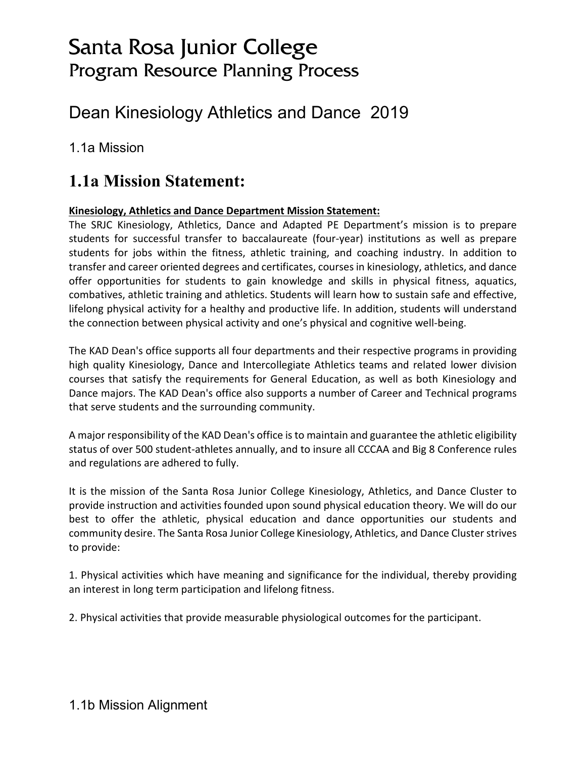# Santa Rosa Junior College
## Program Resource Planning Process

## Dean Kinesiology Athletics and Dance 2019

### 1.1a Mission

## 1.1a Mission Statement:

**Kinesiology, Athletics and Dance Department Mission Statement:**

The SRJC Kinesiology, Athletics, Dance and Adapted PE Department's mission is to prepare students for successful transfer to baccalaureate (four-year) institutions as well as prepare students for jobs within the fitness, athletic training, and coaching industry. In addition to transfer and career oriented degrees and certificates, courses in kinesiology, athletics, and dance offer opportunities for students to gain knowledge and skills in physical fitness, aquatics, combatives, athletic training and athletics. Students will learn how to sustain safe and effective, lifelong physical activity for a healthy and productive life. In addition, students will understand the connection between physical activity and one's physical and cognitive well-being.

The KAD Dean's office supports all four departments and their respective programs in providing high quality Kinesiology, Dance and Intercollegiate Athletics teams and related lower division courses that satisfy the requirements for General Education, as well as both Kinesiology and Dance majors. The KAD Dean's office also supports a number of Career and Technical programs that serve students and the surrounding community.

A major responsibility of the KAD Dean's office is to maintain and guarantee the athletic eligibility status of over 500 student-athletes annually, and to insure all CCCAA and Big 8 Conference rules and regulations are adhered to fully.

It is the mission of the Santa Rosa Junior College Kinesiology, Athletics, and Dance Cluster to provide instruction and activities founded upon sound physical education theory. We will do our best to offer the athletic, physical education and dance opportunities our students and community desire. The Santa Rosa Junior College Kinesiology, Athletics, and Dance Cluster strives to provide:

1. Physical activities which have meaning and significance for the individual, thereby providing an interest in long term participation and lifelong fitness.

2. Physical activities that provide measurable physiological outcomes for the participant.

### 1.1b Mission Alignment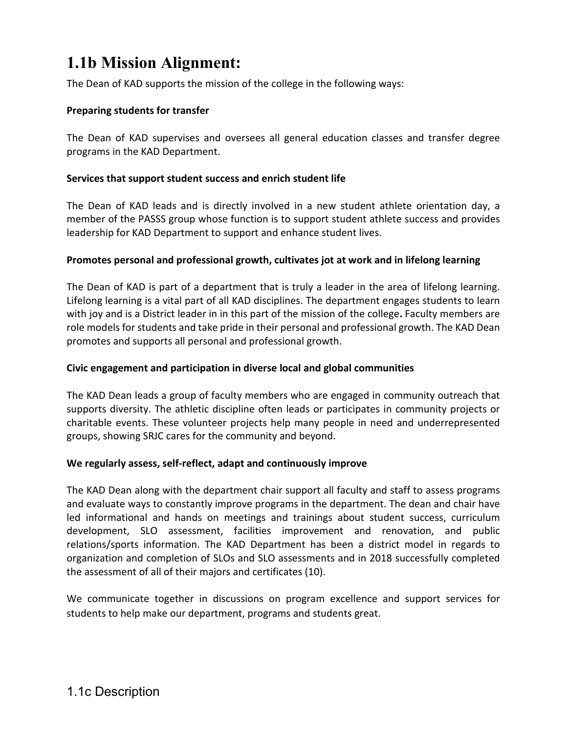# 1.1b Mission Alignment:

The Dean of KAD supports the mission of the college in the following ways:

**Preparing students for transfer**

The Dean of KAD supervises and oversees all general education classes and transfer degree programs in the KAD Department.

**Services that support student success and enrich student life**

The Dean of KAD leads and is directly involved in a new student athlete orientation day, a member of the PASSS group whose function is to support student athlete success and provides leadership for KAD Department to support and enhance student lives.

**Promotes personal and professional growth, cultivates jot at work and in lifelong learning**

The Dean of KAD is part of a department that is truly a leader in the area of lifelong learning. Lifelong learning is a vital part of all KAD disciplines. The department engages students to learn with joy and is a District leader in in this part of the mission of the college**.** Faculty members are role models for students and take pride in their personal and professional growth. The KAD Dean promotes and supports all personal and professional growth.

**Civic engagement and participation in diverse local and global communities**

The KAD Dean leads a group of faculty members who are engaged in community outreach that supports diversity. The athletic discipline often leads or participates in community projects or charitable events. These volunteer projects help many people in need and underrepresented groups, showing SRJC cares for the community and beyond.

**We regularly assess, self-reflect, adapt and continuously improve**

The KAD Dean along with the department chair support all faculty and staff to assess programs and evaluate ways to constantly improve programs in the department. The dean and chair have led informational and hands on meetings and trainings about student success, curriculum development, SLO assessment, facilities improvement and renovation, and public relations/sports information. The KAD Department has been a district model in regards to organization and completion of SLOs and SLO assessments and in 2018 successfully completed the assessment of all of their majors and certificates (10).

We communicate together in discussions on program excellence and support services for students to help make our department, programs and students great.

## 1.1c Description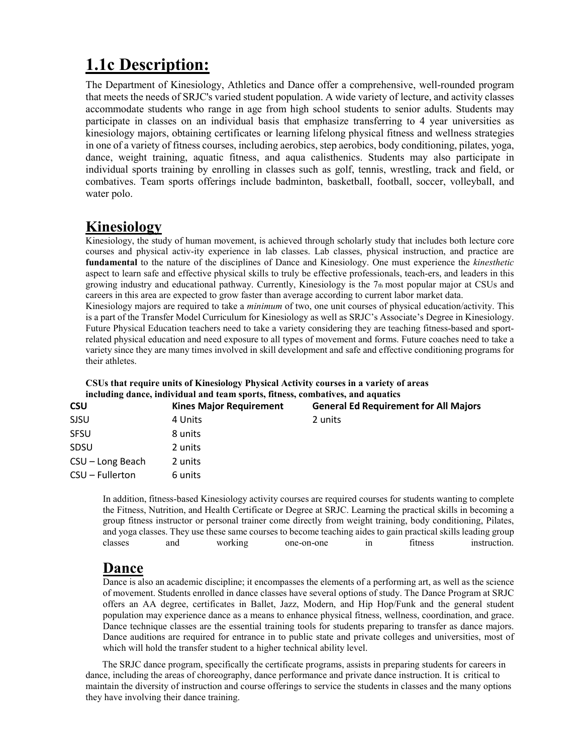# 1.1c Description:

The Department of Kinesiology, Athletics and Dance offer a comprehensive, well-rounded program that meets the needs of SRJC's varied student population. A wide variety of lecture, and activity classes accommodate students who range in age from high school students to senior adults. Students may participate in classes on an individual basis that emphasize transferring to 4 year universities as kinesiology majors, obtaining certificates or learning lifelong physical fitness and wellness strategies in one of a variety of fitness courses, including aerobics, step aerobics, body conditioning, pilates, yoga, dance, weight training, aquatic fitness, and aqua calisthenics. Students may also participate in individual sports training by enrolling in classes such as golf, tennis, wrestling, track and field, or combatives. Team sports offerings include badminton, basketball, football, soccer, volleyball, and water polo.

## Kinesiology

Kinesiology, the study of human movement, is achieved through scholarly study that includes both lecture core courses and physical activ-ity experience in lab classes. Lab classes, physical instruction, and practice are **fundamental** to the nature of the disciplines of Dance and Kinesiology. One must experience the *kinesthetic* aspect to learn safe and effective physical skills to truly be effective professionals, teach-ers, and leaders in this growing industry and educational pathway. Currently, Kinesiology is the 7th most popular major at CSUs and careers in this area are expected to grow faster than average according to current labor market data.

Kinesiology majors are required to take a *minimum* of two, one unit courses of physical education/activity. This is a part of the Transfer Model Curriculum for Kinesiology as well as SRJC's Associate's Degree in Kinesiology. Future Physical Education teachers need to take a variety considering they are teaching fitness-based and sport-related physical education and need exposure to all types of movement and forms. Future coaches need to take a variety since they are many times involved in skill development and safe and effective conditioning programs for their athletes.

**CSUs that require units of Kinesiology Physical Activity courses in a variety of areas including dance, individual and team sports, fitness, combatives, and aquatics**

| CSU | Kines Major Requirement | General Ed Requirement for All Majors |
|---|---|---|
| SJSU | 4 Units | 2 units |
| SFSU | 8 units | |
| SDSU | 2 units | |
| CSU – Long Beach | 2 units | |
| CSU – Fullerton | 6 units | |

In addition, fitness-based Kinesiology activity courses are required courses for students wanting to complete the Fitness, Nutrition, and Health Certificate or Degree at SRJC. Learning the practical skills in becoming a group fitness instructor or personal trainer come directly from weight training, body conditioning, Pilates, and yoga classes. They use these same courses to become teaching aides to gain practical skills leading group classes and working one-on-one in fitness instruction.

## Dance

Dance is also an academic discipline; it encompasses the elements of a performing art, as well as the science of movement. Students enrolled in dance classes have several options of study. The Dance Program at SRJC offers an AA degree, certificates in Ballet, Jazz, Modern, and Hip Hop/Funk and the general student population may experience dance as a means to enhance physical fitness, wellness, coordination, and grace. Dance technique classes are the essential training tools for students preparing to transfer as dance majors. Dance auditions are required for entrance in to public state and private colleges and universities, most of which will hold the transfer student to a higher technical ability level.

The SRJC dance program, specifically the certificate programs, assists in preparing students for careers in dance, including the areas of choreography, dance performance and private dance instruction. It is critical to maintain the diversity of instruction and course offerings to service the students in classes and the many options they have involving their dance training.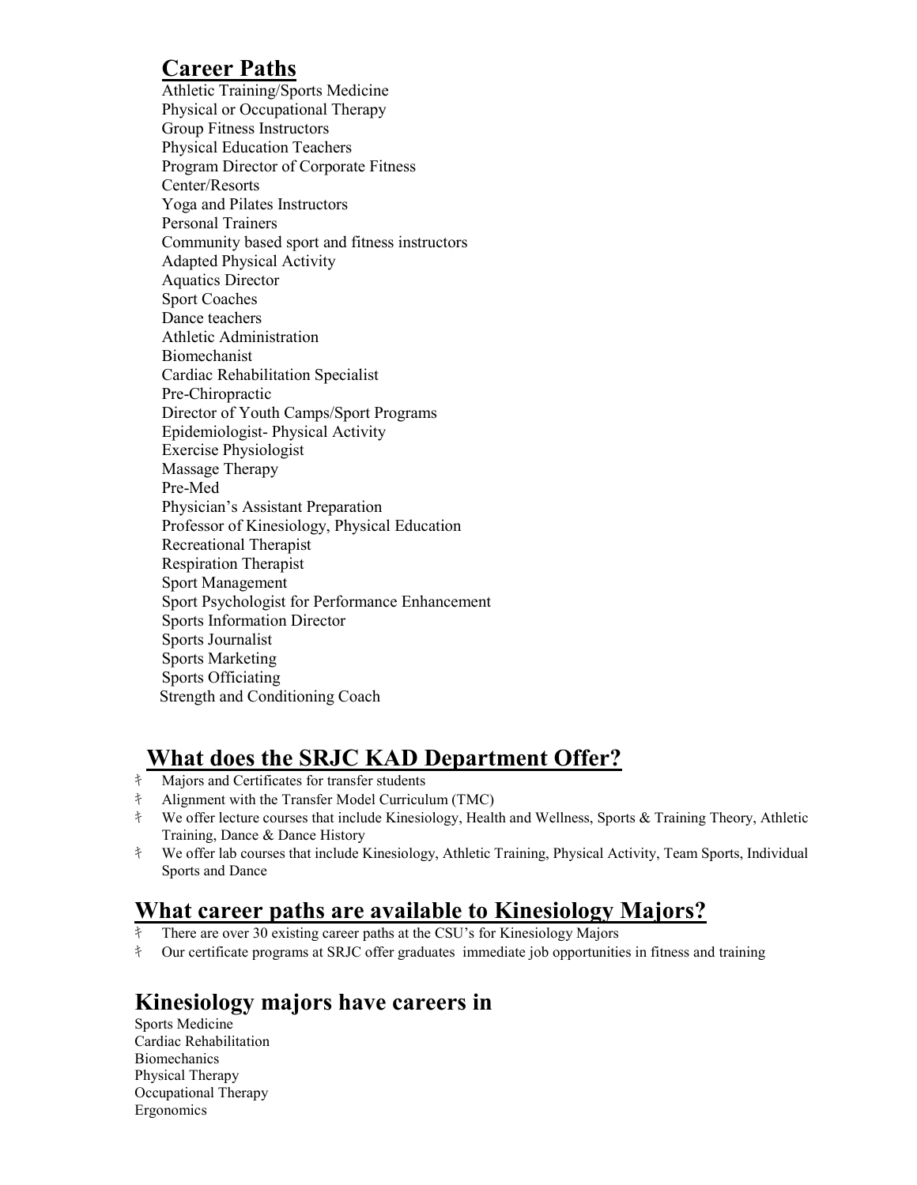## Career Paths

Athletic Training/Sports Medicine
Physical or Occupational Therapy
Group Fitness Instructors
Physical Education Teachers
Program Director of Corporate Fitness
Center/Resorts
Yoga and Pilates Instructors
Personal Trainers
Community based sport and fitness instructors
Adapted Physical Activity
Aquatics Director
Sport Coaches
Dance teachers
Athletic Administration
Biomechanist
Cardiac Rehabilitation Specialist
Pre-Chiropractic
Director of Youth Camps/Sport Programs
Epidemiologist- Physical Activity
Exercise Physiologist
Massage Therapy
Pre-Med
Physician's Assistant Preparation
Professor of Kinesiology, Physical Education
Recreational Therapist
Respiration Therapist
Sport Management
Sport Psychologist for Performance Enhancement
Sports Information Director
Sports Journalist
Sports Marketing
Sports Officiating
Strength and Conditioning Coach

## What does the SRJC KAD Department Offer?

- Majors and Certificates for transfer students
- Alignment with the Transfer Model Curriculum (TMC)
- We offer lecture courses that include Kinesiology, Health and Wellness, Sports & Training Theory, Athletic Training, Dance & Dance History
- We offer lab courses that include Kinesiology, Athletic Training, Physical Activity, Team Sports, Individual Sports and Dance

## What career paths are available to Kinesiology Majors?

- There are over 30 existing career paths at the CSU's for Kinesiology Majors
- Our certificate programs at SRJC offer graduates immediate job opportunities in fitness and training

## Kinesiology majors have careers in

Sports Medicine
Cardiac Rehabilitation
Biomechanics
Physical Therapy
Occupational Therapy
Ergonomics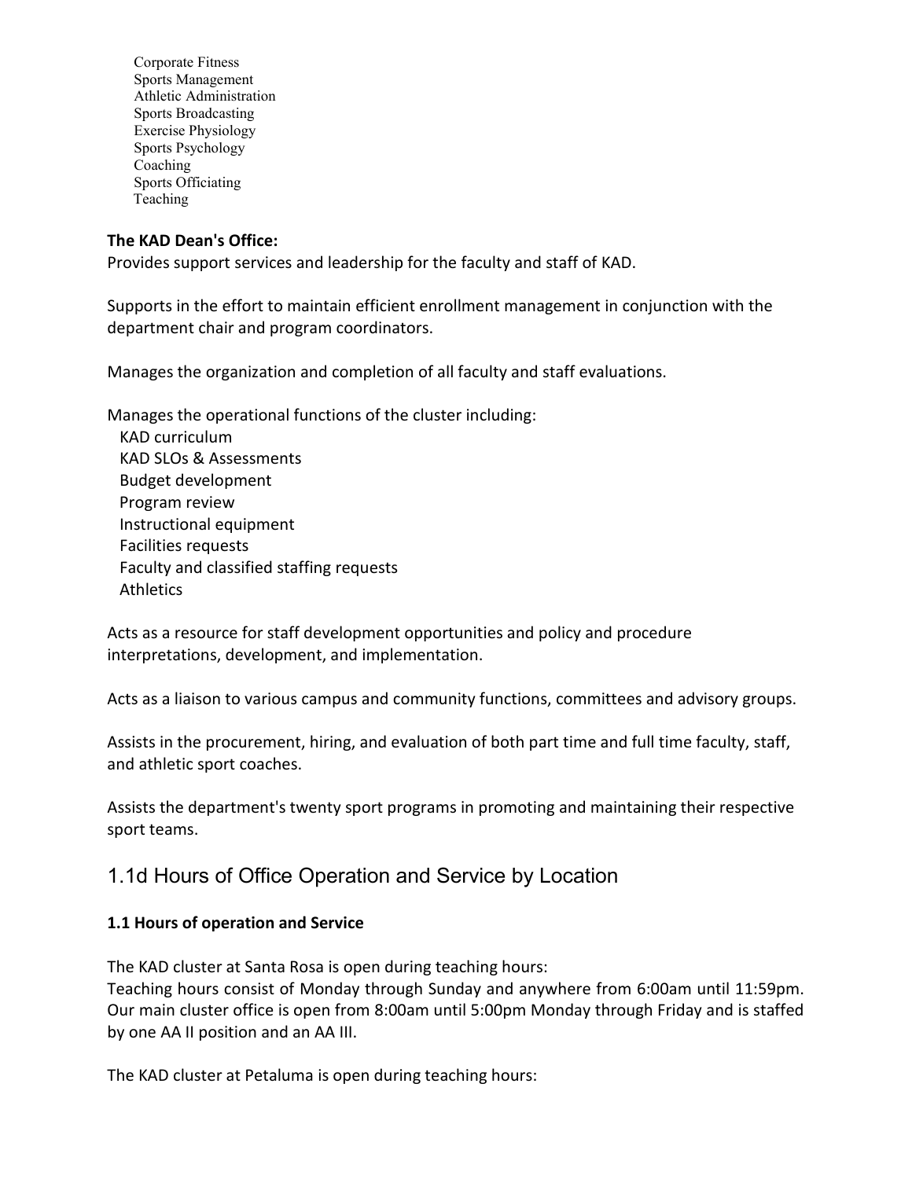- Corporate Fitness
- Sports Management
- Athletic Administration
- Sports Broadcasting
- Exercise Physiology
- Sports Psychology
- Coaching
- Sports Officiating
- Teaching

**The KAD Dean's Office:**
Provides support services and leadership for the faculty and staff of KAD.

Supports in the effort to maintain efficient enrollment management in conjunction with the department chair and program coordinators.

Manages the organization and completion of all faculty and staff evaluations.

Manages the operational functions of the cluster including:

- KAD curriculum
- KAD SLOs & Assessments
- Budget development
- Program review
- Instructional equipment
- Facilities requests
- Faculty and classified staffing requests
- Athletics

Acts as a resource for staff development opportunities and policy and procedure interpretations, development, and implementation.

Acts as a liaison to various campus and community functions, committees and advisory groups.

Assists in the procurement, hiring, and evaluation of both part time and full time faculty, staff, and athletic sport coaches.

Assists the department's twenty sport programs in promoting and maintaining their respective sport teams.

## 1.1d Hours of Office Operation and Service by Location

**1.1 Hours of operation and Service**

The KAD cluster at Santa Rosa is open during teaching hours:
Teaching hours consist of Monday through Sunday and anywhere from 6:00am until 11:59pm. Our main cluster office is open from 8:00am until 5:00pm Monday through Friday and is staffed by one AA II position and an AA III.

The KAD cluster at Petaluma is open during teaching hours: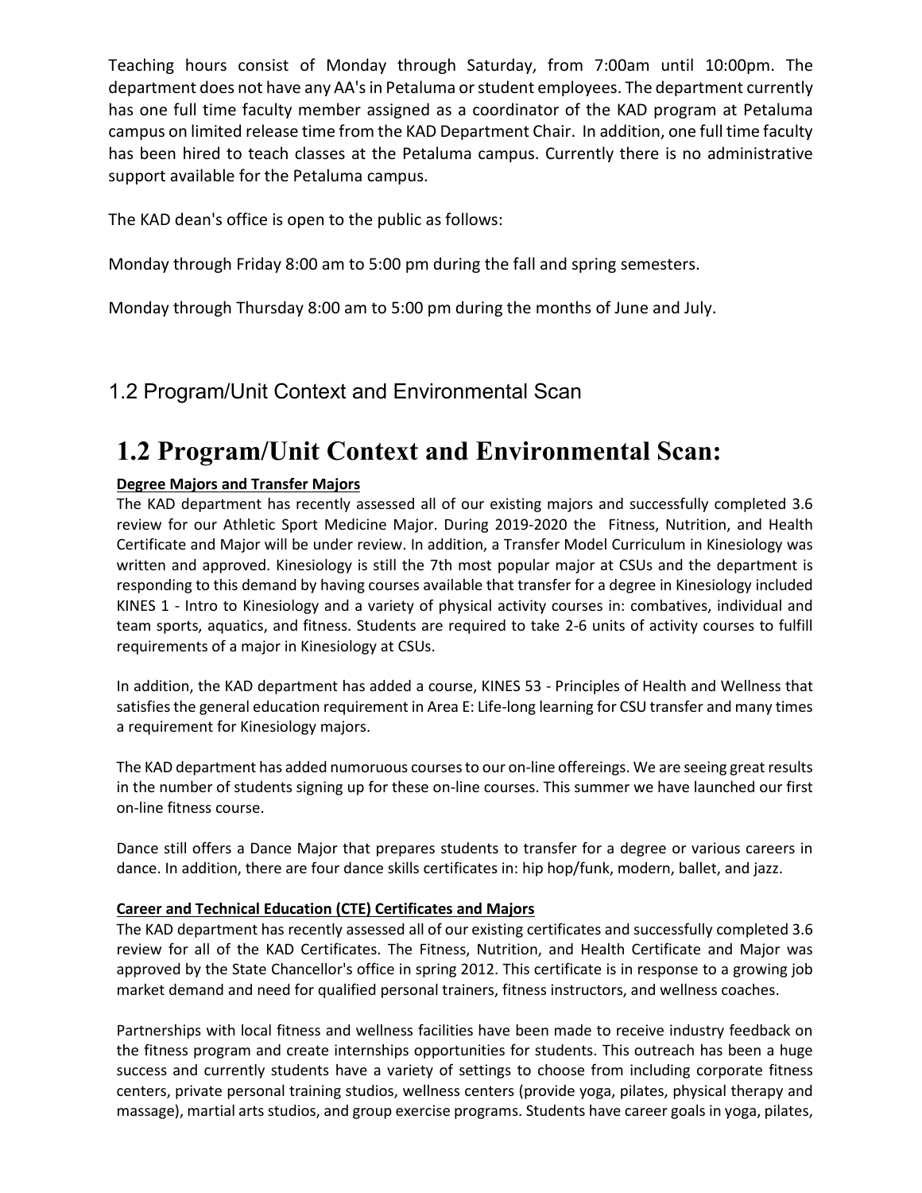Teaching hours consist of Monday through Saturday, from 7:00am until 10:00pm. The department does not have any AA's in Petaluma or student employees. The department currently has one full time faculty member assigned as a coordinator of the KAD program at Petaluma campus on limited release time from the KAD Department Chair. In addition, one full time faculty has been hired to teach classes at the Petaluma campus. Currently there is no administrative support available for the Petaluma campus.

The KAD dean's office is open to the public as follows:

Monday through Friday 8:00 am to 5:00 pm during the fall and spring semesters.

Monday through Thursday 8:00 am to 5:00 pm during the months of June and July.

## 1.2 Program/Unit Context and Environmental Scan

# 1.2 Program/Unit Context and Environmental Scan:

**Degree Majors and Transfer Majors**

The KAD department has recently assessed all of our existing majors and successfully completed 3.6 review for our Athletic Sport Medicine Major. During 2019-2020 the Fitness, Nutrition, and Health Certificate and Major will be under review. In addition, a Transfer Model Curriculum in Kinesiology was written and approved. Kinesiology is still the 7th most popular major at CSUs and the department is responding to this demand by having courses available that transfer for a degree in Kinesiology included KINES 1 - Intro to Kinesiology and a variety of physical activity courses in: combatives, individual and team sports, aquatics, and fitness. Students are required to take 2-6 units of activity courses to fulfill requirements of a major in Kinesiology at CSUs.

In addition, the KAD department has added a course, KINES 53 - Principles of Health and Wellness that satisfies the general education requirement in Area E: Life-long learning for CSU transfer and many times a requirement for Kinesiology majors.

The KAD department has added numoruous courses to our on-line offereings. We are seeing great results in the number of students signing up for these on-line courses. This summer we have launched our first on-line fitness course.

Dance still offers a Dance Major that prepares students to transfer for a degree or various careers in dance. In addition, there are four dance skills certificates in: hip hop/funk, modern, ballet, and jazz.

**Career and Technical Education (CTE) Certificates and Majors**

The KAD department has recently assessed all of our existing certificates and successfully completed 3.6 review for all of the KAD Certificates. The Fitness, Nutrition, and Health Certificate and Major was approved by the State Chancellor's office in spring 2012. This certificate is in response to a growing job market demand and need for qualified personal trainers, fitness instructors, and wellness coaches.

Partnerships with local fitness and wellness facilities have been made to receive industry feedback on the fitness program and create internships opportunities for students. This outreach has been a huge success and currently students have a variety of settings to choose from including corporate fitness centers, private personal training studios, wellness centers (provide yoga, pilates, physical therapy and massage), martial arts studios, and group exercise programs. Students have career goals in yoga, pilates,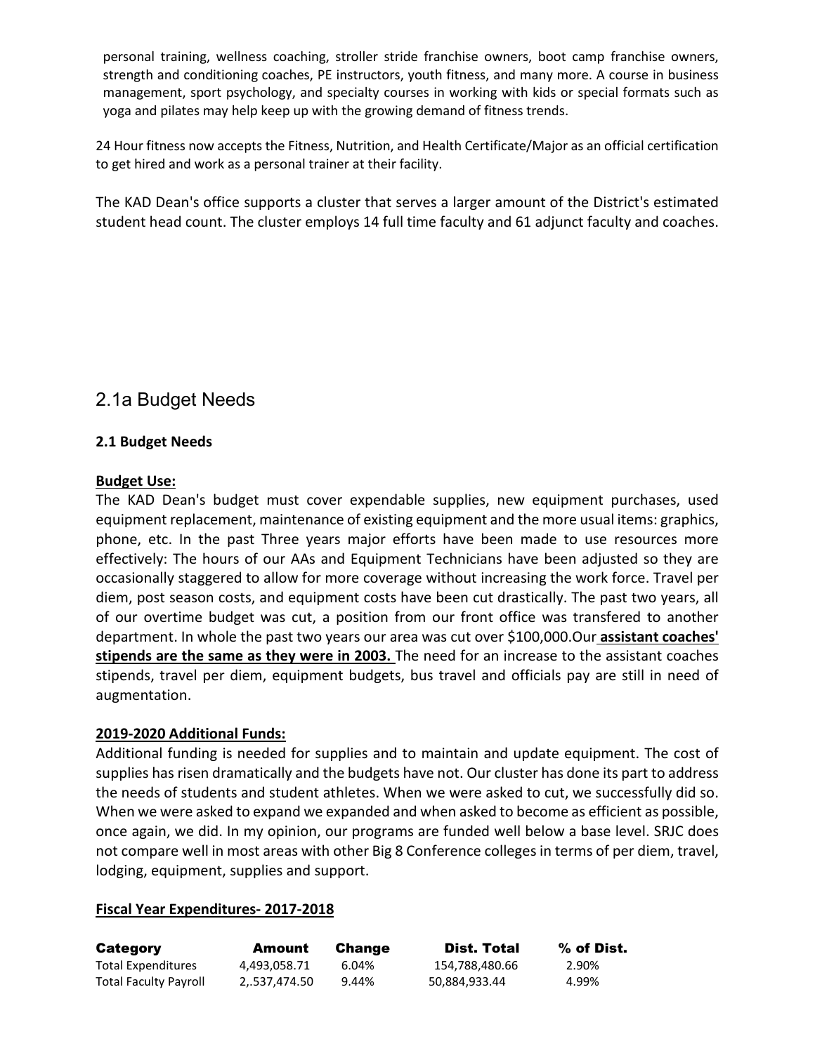personal training, wellness coaching, stroller stride franchise owners, boot camp franchise owners, strength and conditioning coaches, PE instructors, youth fitness, and many more. A course in business management, sport psychology, and specialty courses in working with kids or special formats such as yoga and pilates may help keep up with the growing demand of fitness trends.

24 Hour fitness now accepts the Fitness, Nutrition, and Health Certificate/Major as an official certification to get hired and work as a personal trainer at their facility.

The KAD Dean's office supports a cluster that serves a larger amount of the District's estimated student head count. The cluster employs 14 full time faculty and 61 adjunct faculty and coaches.

## 2.1a Budget Needs

### 2.1 Budget Needs

**Budget Use:**

The KAD Dean's budget must cover expendable supplies, new equipment purchases, used equipment replacement, maintenance of existing equipment and the more usual items: graphics, phone, etc. In the past Three years major efforts have been made to use resources more effectively: The hours of our AAs and Equipment Technicians have been adjusted so they are occasionally staggered to allow for more coverage without increasing the work force. Travel per diem, post season costs, and equipment costs have been cut drastically. The past two years, all of our overtime budget was cut, a position from our front office was transfered to another department. In whole the past two years our area was cut over $100,000.Our **assistant coaches' stipends are the same as they were in 2003.** The need for an increase to the assistant coaches stipends, travel per diem, equipment budgets, bus travel and officials pay are still in need of augmentation.

**2019-2020 Additional Funds:**

Additional funding is needed for supplies and to maintain and update equipment. The cost of supplies has risen dramatically and the budgets have not. Our cluster has done its part to address the needs of students and student athletes. When we were asked to cut, we successfully did so. When we were asked to expand we expanded and when asked to become as efficient as possible, once again, we did. In my opinion, our programs are funded well below a base level. SRJC does not compare well in most areas with other Big 8 Conference colleges in terms of per diem, travel, lodging, equipment, supplies and support.

**Fiscal Year Expenditures- 2017-2018**

| Category | Amount | Change | Dist. Total | % of Dist. |
|---|---|---|---|---|
| Total Expenditures | 4,493,058.71 | 6.04% | 154,788,480.66 | 2.90% |
| Total Faculty Payroll | 2,.537,474.50 | 9.44% | 50,884,933.44 | 4.99% |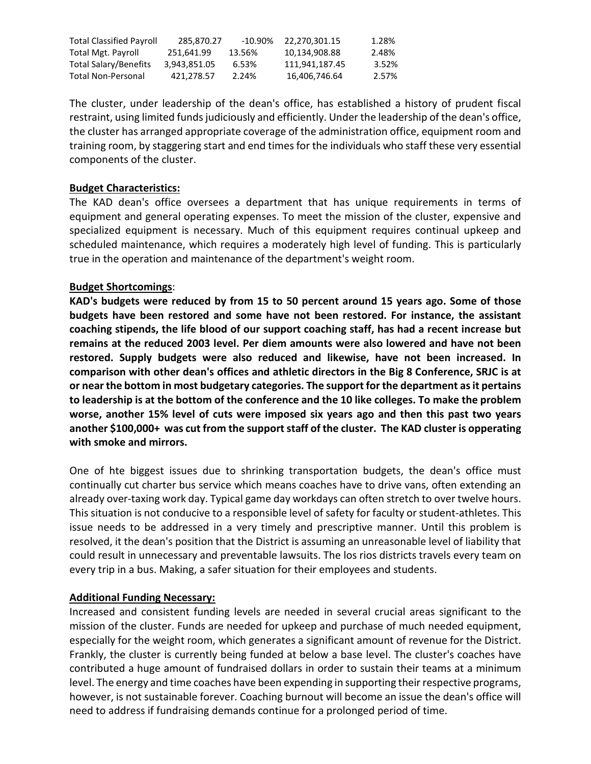| Total Classified Payroll | 285,870.27 | -10.90% | 22,270,301.15 | 1.28% |
| --- | --- | --- | --- | --- |
| Total Mgt. Payroll | 251,641.99 | 13.56% | 10,134,908.88 | 2.48% |
| Total Salary/Benefits | 3,943,851.05 | 6.53% | 111,941,187.45 | 3.52% |
| Total Non-Personal | 421,278.57 | 2.24% | 16,406,746.64 | 2.57% |

The cluster, under leadership of the dean's office, has established a history of prudent fiscal restraint, using limited funds judiciously and efficiently. Under the leadership of the dean's office, the cluster has arranged appropriate coverage of the administration office, equipment room and training room, by staggering start and end times for the individuals who staff these very essential components of the cluster.

**Budget Characteristics:**

The KAD dean's office oversees a department that has unique requirements in terms of equipment and general operating expenses. To meet the mission of the cluster, expensive and specialized equipment is necessary. Much of this equipment requires continual upkeep and scheduled maintenance, which requires a moderately high level of funding. This is particularly true in the operation and maintenance of the department's weight room.

**Budget Shortcomings**:

**KAD's budgets were reduced by from 15 to 50 percent around 15 years ago. Some of those budgets have been restored and some have not been restored. For instance, the assistant coaching stipends, the life blood of our support coaching staff, has had a recent increase but remains at the reduced 2003 level. Per diem amounts were also lowered and have not been restored. Supply budgets were also reduced and likewise, have not been increased. In comparison with other dean's offices and athletic directors in the Big 8 Conference, SRJC is at or near the bottom in most budgetary categories. The support for the department as it pertains to leadership is at the bottom of the conference and the 10 like colleges. To make the problem worse, another 15% level of cuts were imposed six years ago and then this past two years another $100,000+ was cut from the support staff of the cluster. The KAD cluster is opperating with smoke and mirrors.**

One of hte biggest issues due to shrinking transportation budgets, the dean's office must continually cut charter bus service which means coaches have to drive vans, often extending an already over-taxing work day. Typical game day workdays can often stretch to over twelve hours. This situation is not conducive to a responsible level of safety for faculty or student-athletes. This issue needs to be addressed in a very timely and prescriptive manner. Until this problem is resolved, it the dean's position that the District is assuming an unreasonable level of liability that could result in unnecessary and preventable lawsuits. The los rios districts travels every team on every trip in a bus. Making, a safer situation for their employees and students.

**Additional Funding Necessary:**

Increased and consistent funding levels are needed in several crucial areas significant to the mission of the cluster. Funds are needed for upkeep and purchase of much needed equipment, especially for the weight room, which generates a significant amount of revenue for the District. Frankly, the cluster is currently being funded at below a base level. The cluster's coaches have contributed a huge amount of fundraised dollars in order to sustain their teams at a minimum level. The energy and time coaches have been expending in supporting their respective programs, however, is not sustainable forever. Coaching burnout will become an issue the dean's office will need to address if fundraising demands continue for a prolonged period of time.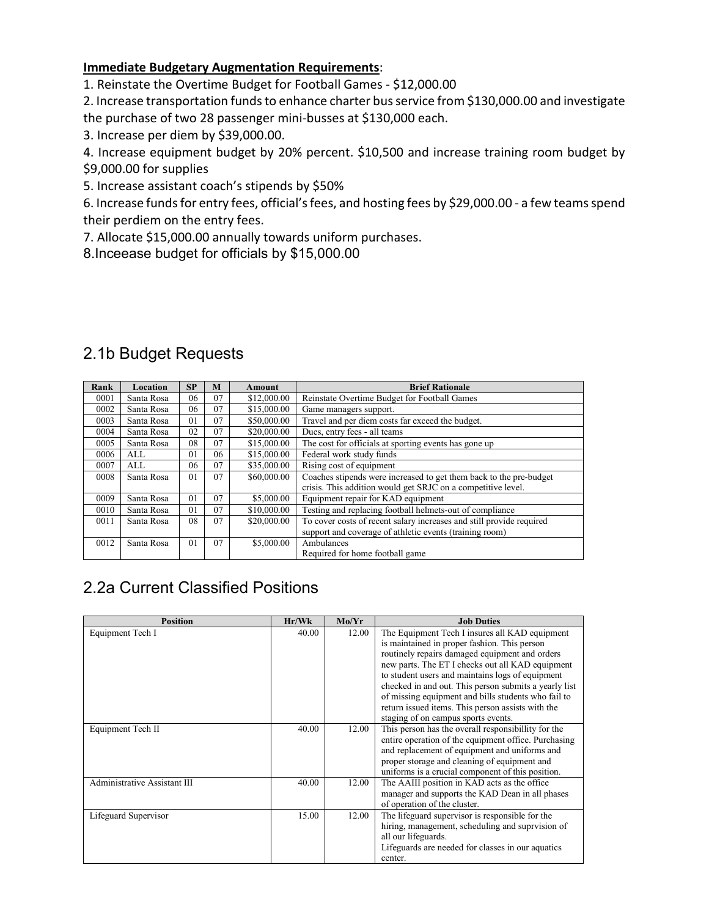**Immediate Budgetary Augmentation Requirements**:

1. Reinstate the Overtime Budget for Football Games - $12,000.00
2. Increase transportation funds to enhance charter bus service from $130,000.00 and investigate the purchase of two 28 passenger mini-busses at $130,000 each.
3. Increase per diem by $39,000.00.
4. Increase equipment budget by 20% percent. $10,500 and increase training room budget by $9,000.00 for supplies
5. Increase assistant coach's stipends by $50%
6. Increase funds for entry fees, official's fees, and hosting fees by $29,000.00 - a few teams spend their perdiem on the entry fees.
7. Allocate $15,000.00 annually towards uniform purchases.
8. Inceease budget for officials by $15,000.00

## 2.1b Budget Requests

| Rank | Location | SP | M | Amount | Brief Rationale |
|---|---|---|---|---|---|
| 0001 | Santa Rosa | 06 | 07 | $12,000.00 | Reinstate Overtime Budget for Football Games |
| 0002 | Santa Rosa | 06 | 07 | $15,000.00 | Game managers support. |
| 0003 | Santa Rosa | 01 | 07 | $50,000.00 | Travel and per diem costs far exceed the budget. |
| 0004 | Santa Rosa | 02 | 07 | $20,000.00 | Dues, entry fees - all teams |
| 0005 | Santa Rosa | 08 | 07 | $15,000.00 | The cost for officials at sporting events has gone up |
| 0006 | ALL | 01 | 06 | $15,000.00 | Federal work study funds |
| 0007 | ALL | 06 | 07 | $35,000.00 | Rising cost of equipment |
| 0008 | Santa Rosa | 01 | 07 | $60,000.00 | Coaches stipends were increased to get them back to the pre-budget crisis. This addition would get SRJC on a competitive level. |
| 0009 | Santa Rosa | 01 | 07 | $5,000.00 | Equipment repair for KAD equipment |
| 0010 | Santa Rosa | 01 | 07 | $10,000.00 | Testing and replacing football helmets-out of compliance |
| 0011 | Santa Rosa | 08 | 07 | $20,000.00 | To cover costs of recent salary increases and still provide required support and coverage of athletic events (training room) |
| 0012 | Santa Rosa | 01 | 07 | $5,000.00 | Ambulances<br>Required for home football game |

## 2.2a Current Classified Positions

| Position | Hr/Wk | Mo/Yr | Job Duties |
|---|---|---|---|
| Equipment Tech I | 40.00 | 12.00 | The Equipment Tech I insures all KAD equipment is maintained in proper fashion. This person routinely repairs damaged equipment and orders new parts. The ET I checks out all KAD equipment to student users and maintains logs of equipment checked in and out. This person submits a yearly list of missing equipment and bills students who fail to return issued items. This person assists with the staging of on campus sports events. |
| Equipment Tech II | 40.00 | 12.00 | This person has the overall responsibillity for the entire operation of the equipment office. Purchasing and replacement of equipment and uniforms and proper storage and cleaning of equipment and uniforms is a crucial component of this position. |
| Administrative Assistant III | 40.00 | 12.00 | The AAIII position in KAD acts as the office manager and supports the KAD Dean in all phases of operation of the cluster. |
| Lifeguard Supervisor | 15.00 | 12.00 | The lifeguard supervisor is responsible for the hiring, management, scheduling and suprvision of all our lifeguards.<br>Lifeguards are needed for classes in our aquatics center. |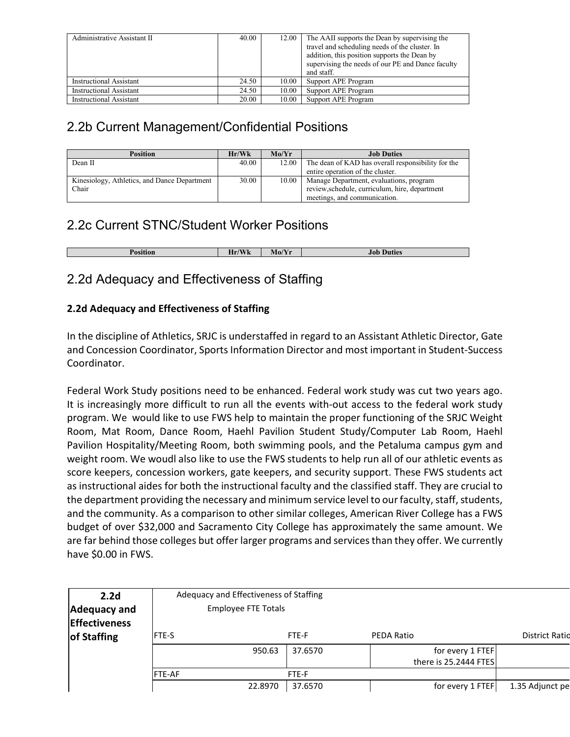| Position | Hr/Wk | Mo/Yr | Job Duties |
|---|---|---|---|
| Administrative Assistant II | 40.00 | 12.00 | The AAII supports the Dean by supervising the travel and scheduling needs of the cluster. In addition, this position supports the Dean by supervising the needs of our PE and Dance faculty and staff. |
| Instructional Assistant | 24.50 | 10.00 | Support APE Program |
| Instructional Assistant | 24.50 | 10.00 | Support APE Program |
| Instructional Assistant | 20.00 | 10.00 | Support APE Program |

## 2.2b Current Management/Confidential Positions

| Position | Hr/Wk | Mo/Yr | Job Duties |
|---|---|---|---|
| Dean II | 40.00 | 12.00 | The dean of KAD has overall responsibility for the entire operation of the cluster. |
| Kinesiology, Athletics, and Dance Department Chair | 30.00 | 10.00 | Manage Department, evaluations, program review,schedule, curriculum, hire, department meetings, and communication. |

## 2.2c Current STNC/Student Worker Positions

| Position | Hr/Wk | Mo/Yr | Job Duties |
|---|---|---|---|

## 2.2d Adequacy and Effectiveness of Staffing

**2.2d Adequacy and Effectiveness of Staffing**

In the discipline of Athletics, SRJC is understaffed in regard to an Assistant Athletic Director, Gate and Concession Coordinator, Sports Information Director and most important in Student-Success Coordinator.

Federal Work Study positions need to be enhanced. Federal work study was cut two years ago. It is increasingly more difficult to run all the events with-out access to the federal work study program. We would like to use FWS help to maintain the proper functioning of the SRJC Weight Room, Mat Room, Dance Room, Haehl Pavilion Student Study/Computer Lab Room, Haehl Pavilion Hospitality/Meeting Room, both swimming pools, and the Petaluma campus gym and weight room. We woudl also like to use the FWS students to help run all of our athletic events as score keepers, concession workers, gate keepers, and security support. These FWS students act as instructional aides for both the instructional faculty and the classified staff. They are crucial to the department providing the necessary and minimum service level to our faculty, staff, students, and the community. As a comparison to other similar colleges, American River College has a FWS budget of over $32,000 and Sacramento City College has approximately the same amount. We are far behind those colleges but offer larger programs and services than they offer. We currently have $0.00 in FWS.

| **2.2d Adequacy and Effectiveness of Staffing** | Adequacy and Effectiveness of Staffing<br>Employee FTE Totals | | | |
|---|---|---|---|---|
| | FTE-S | FTE-F | PEDA Ratio | District Ratio |
| | 950.63 | 37.6570 | for every 1 FTEF there is 25.2444 FTES | |
| | FTE-AF | FTE-F | | |
| | 22.8970 | 37.6570 | for every 1 FTEF | 1.35 Adjunct pe |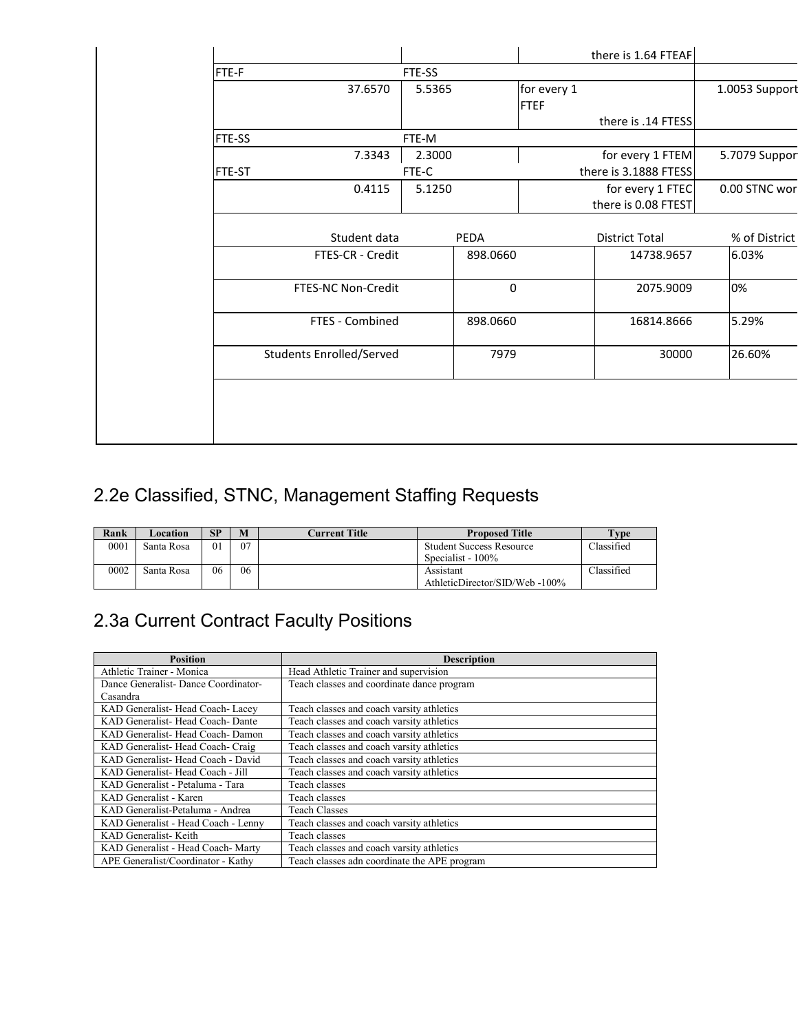| | | | |
|---|---|---|---|
| | | there is 1.64 FTEAF | |
| FTE-F | FTE-SS | | |
| 37.6570 | 5.5365 | for every 1 FTEF there is .14 FTESS | 1.0053 Support |
| FTE-SS | FTE-M | | |
| 7.3343 | 2.3000 | for every 1 FTEM there is 3.1888 FTESS | 5.7079 Suppor |
| FTE-ST | FTE-C | | |
| 0.4115 | 5.1250 | for every 1 FTEC there is 0.08 FTEST | 0.00 STNC wor |

| Student data | PEDA | District Total | % of District |
|---|---|---|---|
| FTES-CR - Credit | 898.0660 | 14738.9657 | 6.03% |
| FTES-NC Non-Credit | 0 | 2075.9009 | 0% |
| FTES - Combined | 898.0660 | 16814.8666 | 5.29% |
| Students Enrolled/Served | 7979 | 30000 | 26.60% |

## 2.2e Classified, STNC, Management Staffing Requests

| Rank | Location | SP | M | Current Title | Proposed Title | Type |
|---|---|---|---|---|---|---|
| 0001 | Santa Rosa | 01 | 07 | | Student Success Resource Specialist - 100% | Classified |
| 0002 | Santa Rosa | 06 | 06 | | Assistant AthleticDirector/SID/Web -100% | Classified |

## 2.3a Current Contract Faculty Positions

| Position | Description |
|---|---|
| Athletic Trainer - Monica | Head Athletic Trainer and supervision |
| Dance Generalist- Dance Coordinator- Casandra | Teach classes and coordinate dance program |
| KAD Generalist- Head Coach- Lacey | Teach classes and coach varsity athletics |
| KAD Generalist- Head Coach- Dante | Teach classes and coach varsity athletics |
| KAD Generalist- Head Coach- Damon | Teach classes and coach varsity athletics |
| KAD Generalist- Head Coach- Craig | Teach classes and coach varsity athletics |
| KAD Generalist- Head Coach - David | Teach classes and coach varsity athletics |
| KAD Generalist- Head Coach - Jill | Teach classes and coach varsity athletics |
| KAD Generalist - Petaluma - Tara | Teach classes |
| KAD Generalist - Karen | Teach classes |
| KAD Generalist-Petaluma - Andrea | Teach Classes |
| KAD Generalist - Head Coach - Lenny | Teach classes and coach varsity athletics |
| KAD Generalist- Keith | Teach classes |
| KAD Generalist - Head Coach- Marty | Teach classes and coach varsity athletics |
| APE Generalist/Coordinator - Kathy | Teach classes adn coordinate the APE program |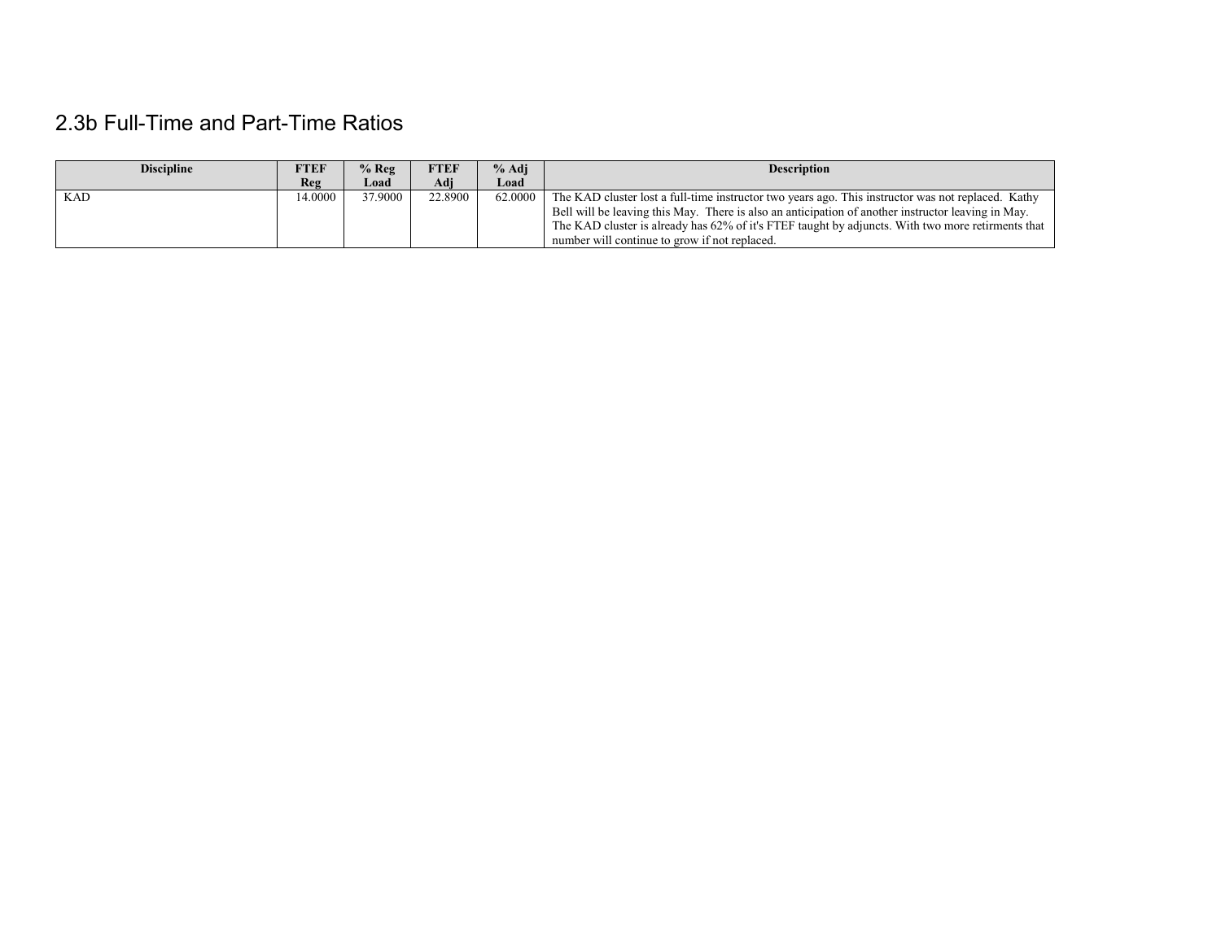## 2.3b Full-Time and Part-Time Ratios

| Discipline | FTEF Reg | % Reg Load | FTEF Adj | % Adj Load | Description |
|---|---|---|---|---|---|
| KAD | 14.0000 | 37.9000 | 22.8900 | 62.0000 | The KAD cluster lost a full-time instructor two years ago. This instructor was not replaced. Kathy Bell will be leaving this May. There is also an anticipation of another instructor leaving in May. The KAD cluster is already has 62% of it's FTEF taught by adjuncts. With two more retirments that number will continue to grow if not replaced. |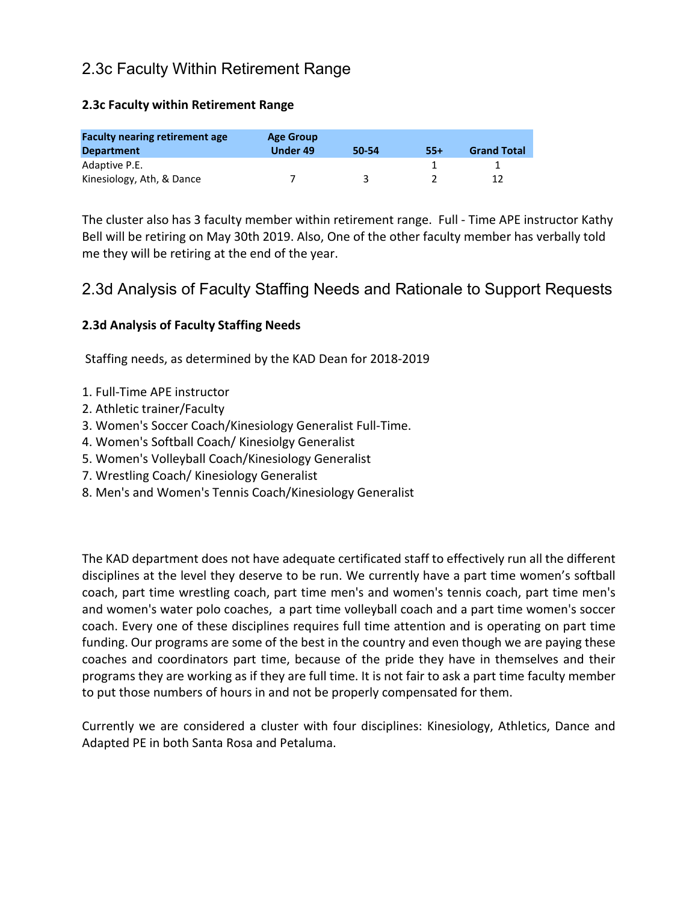## 2.3c Faculty Within Retirement Range

### 2.3c Faculty within Retirement Range

| Faculty nearing retirement age | Age Group | | | |
|---|---|---|---|---|
| Department | Under 49 | 50-54 | 55+ | Grand Total |
| Adaptive P.E. | | | 1 | 1 |
| Kinesiology, Ath, & Dance | 7 | 3 | 2 | 12 |

The cluster also has 3 faculty member within retirement range. Full - Time APE instructor Kathy Bell will be retiring on May 30th 2019. Also, One of the other faculty member has verbally told me they will be retiring at the end of the year.

## 2.3d Analysis of Faculty Staffing Needs and Rationale to Support Requests

### 2.3d Analysis of Faculty Staffing Needs

Staffing needs, as determined by the KAD Dean for 2018-2019

1. Full-Time APE instructor
2. Athletic trainer/Faculty
3. Women's Soccer Coach/Kinesiology Generalist Full-Time.
4. Women's Softball Coach/ Kinesiolgy Generalist
5. Women's Volleyball Coach/Kinesiology Generalist
7. Wrestling Coach/ Kinesiology Generalist
8. Men's and Women's Tennis Coach/Kinesiology Generalist

The KAD department does not have adequate certificated staff to effectively run all the different disciplines at the level they deserve to be run. We currently have a part time women's softball coach, part time wrestling coach, part time men's and women's tennis coach, part time men's and women's water polo coaches, a part time volleyball coach and a part time women's soccer coach. Every one of these disciplines requires full time attention and is operating on part time funding. Our programs are some of the best in the country and even though we are paying these coaches and coordinators part time, because of the pride they have in themselves and their programs they are working as if they are full time. It is not fair to ask a part time faculty member to put those numbers of hours in and not be properly compensated for them.

Currently we are considered a cluster with four disciplines: Kinesiology, Athletics, Dance and Adapted PE in both Santa Rosa and Petaluma.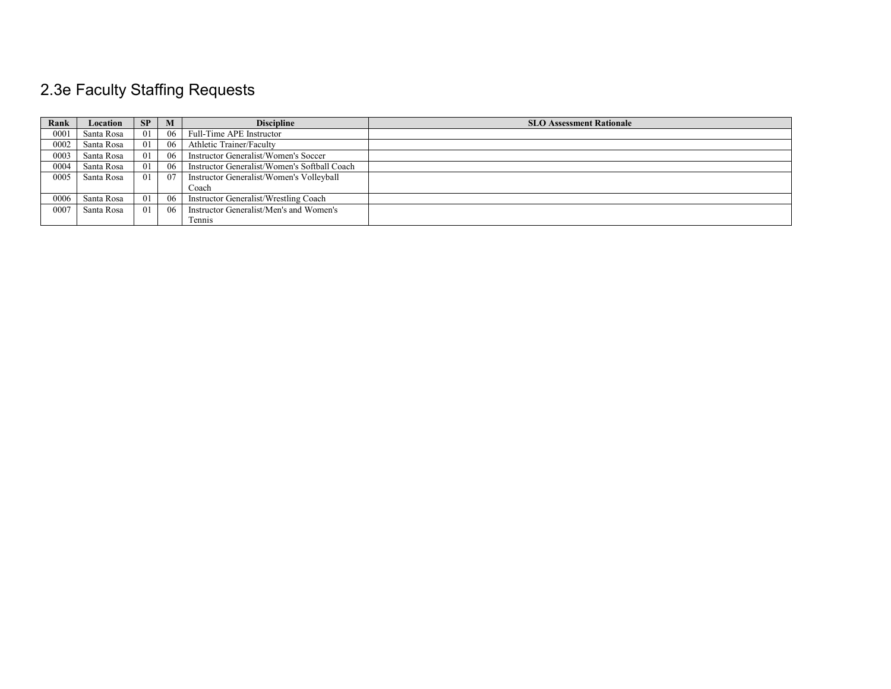## 2.3e Faculty Staffing Requests

| Rank | Location | SP | M | Discipline | SLO Assessment Rationale |
|---|---|---|---|---|---|
| 0001 | Santa Rosa | 01 | 06 | Full-Time APE Instructor | |
| 0002 | Santa Rosa | 01 | 06 | Athletic Trainer/Faculty | |
| 0003 | Santa Rosa | 01 | 06 | Instructor Generalist/Women's Soccer | |
| 0004 | Santa Rosa | 01 | 06 | Instructor Generalist/Women's Softball Coach | |
| 0005 | Santa Rosa | 01 | 07 | Instructor Generalist/Women's Volleyball Coach | |
| 0006 | Santa Rosa | 01 | 06 | Instructor Generalist/Wrestling Coach | |
| 0007 | Santa Rosa | 01 | 06 | Instructor Generalist/Men's and Women's Tennis | |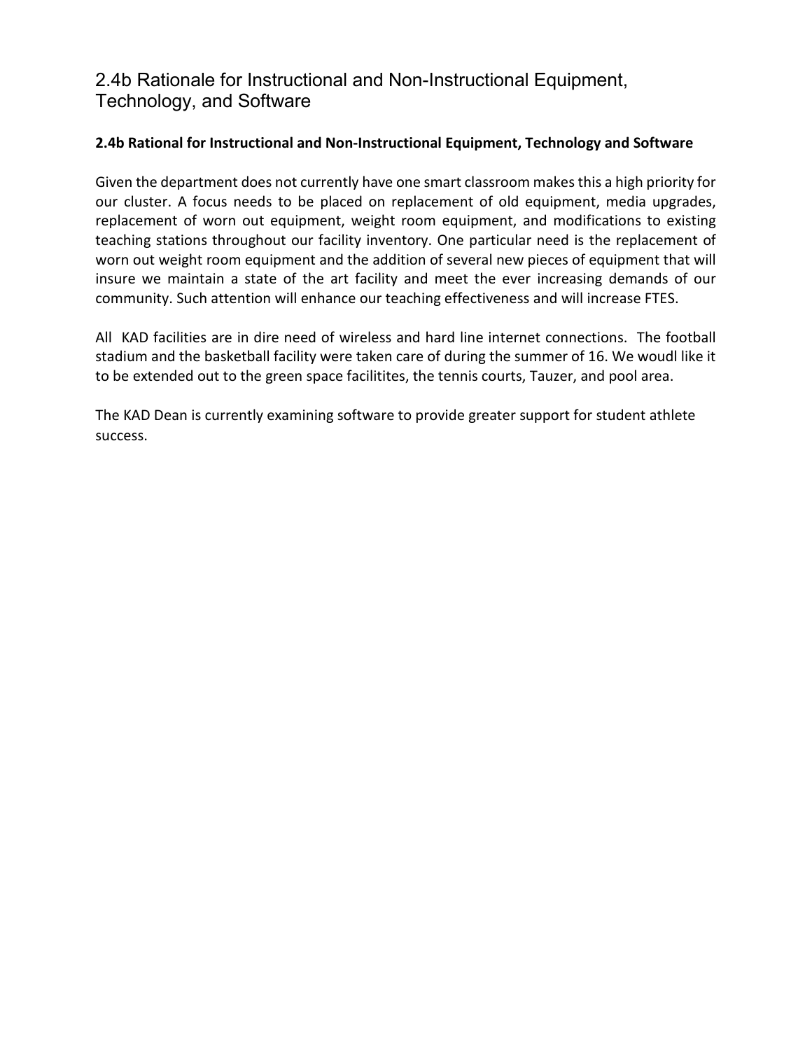## 2.4b Rationale for Instructional and Non-Instructional Equipment, Technology, and Software

**2.4b Rational for Instructional and Non-Instructional Equipment, Technology and Software**

Given the department does not currently have one smart classroom makes this a high priority for our cluster. A focus needs to be placed on replacement of old equipment, media upgrades, replacement of worn out equipment, weight room equipment, and modifications to existing teaching stations throughout our facility inventory. One particular need is the replacement of worn out weight room equipment and the addition of several new pieces of equipment that will insure we maintain a state of the art facility and meet the ever increasing demands of our community. Such attention will enhance our teaching effectiveness and will increase FTES.

All KAD facilities are in dire need of wireless and hard line internet connections. The football stadium and the basketball facility were taken care of during the summer of 16. We woudl like it to be extended out to the green space facilitites, the tennis courts, Tauzer, and pool area.

The KAD Dean is currently examining software to provide greater support for student athlete success.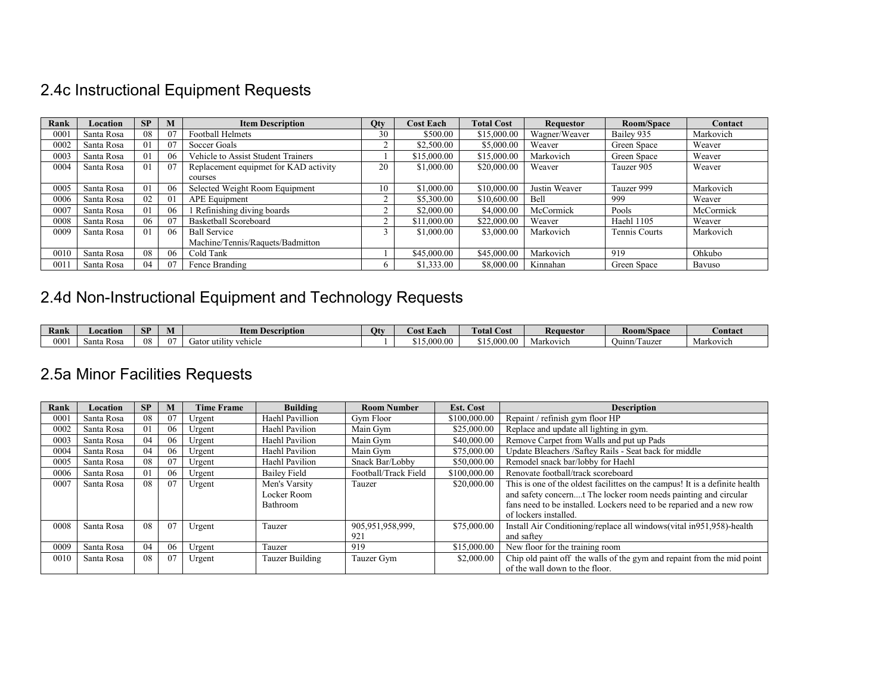## 2.4c Instructional Equipment Requests

| Rank | Location | SP | M | Item Description | Qty | Cost Each | Total Cost | Requestor | Room/Space | Contact |
|---|---|---|---|---|---|---|---|---|---|---|
| 0001 | Santa Rosa | 08 | 07 | Football Helmets | 30 | $500.00 | $15,000.00 | Wagner/Weaver | Bailey 935 | Markovich |
| 0002 | Santa Rosa | 01 | 07 | Soccer Goals | 2 | $2,500.00 | $5,000.00 | Weaver | Green Space | Weaver |
| 0003 | Santa Rosa | 01 | 06 | Vehicle to Assist Student Trainers | 1 | $15,000.00 | $15,000.00 | Markovich | Green Space | Weaver |
| 0004 | Santa Rosa | 01 | 07 | Replacement equipmet for KAD activity courses | 20 | $1,000.00 | $20,000.00 | Weaver | Tauzer 905 | Weaver |
| 0005 | Santa Rosa | 01 | 06 | Selected Weight Room Equipment | 10 | $1,000.00 | $10,000.00 | Justin Weaver | Tauzer 999 | Markovich |
| 0006 | Santa Rosa | 02 | 01 | APE Equipment | 2 | $5,300.00 | $10,600.00 | Bell | 999 | Weaver |
| 0007 | Santa Rosa | 01 | 06 | 1 Refinishing diving boards | 2 | $2,000.00 | $4,000.00 | McCormick | Pools | McCormick |
| 0008 | Santa Rosa | 06 | 07 | Basketball Scoreboard | 2 | $11,000.00 | $22,000.00 | Weaver | Haehl 1105 | Weaver |
| 0009 | Santa Rosa | 01 | 06 | Ball Service Machine/Tennis/Raquets/Badmitton | 3 | $1,000.00 | $3,000.00 | Markovich | Tennis Courts | Markovich |
| 0010 | Santa Rosa | 08 | 06 | Cold Tank | 1 | $45,000.00 | $45,000.00 | Markovich | 919 | Ohkubo |
| 0011 | Santa Rosa | 04 | 07 | Fence Branding | 6 | $1,333.00 | $8,000.00 | Kinnahan | Green Space | Bavuso |

## 2.4d Non-Instructional Equipment and Technology Requests

| Rank | Location | SP | M | Item Description | Qty | Cost Each | Total Cost | Requestor | Room/Space | Contact |
|---|---|---|---|---|---|---|---|---|---|---|
| 0001 | Santa Rosa | 08 | 07 | Gator utility vehicle | 1 | $15,000.00 | $15,000.00 | Markovich | Quinn/Tauzer | Markovich |

## 2.5a Minor Facilities Requests

| Rank | Location | SP | M | Time Frame | Building | Room Number | Est. Cost | Description |
|---|---|---|---|---|---|---|---|---|
| 0001 | Santa Rosa | 08 | 07 | Urgent | Haehl Pavillion | Gym Floor | $100,000.00 | Repaint / refinish gym floor HP |
| 0002 | Santa Rosa | 01 | 06 | Urgent | Haehl Pavilion | Main Gym | $25,000.00 | Replace and update all lighting in gym. |
| 0003 | Santa Rosa | 04 | 06 | Urgent | Haehl Pavilion | Main Gym | $40,000.00 | Remove Carpet from Walls and put up Pads |
| 0004 | Santa Rosa | 04 | 06 | Urgent | Haehl Pavilion | Main Gym | $75,000.00 | Update Bleachers /Saftey Rails - Seat back for middle |
| 0005 | Santa Rosa | 08 | 07 | Urgent | Haehl Pavilion | Snack Bar/Lobby | $50,000.00 | Remodel snack bar/lobby for Haehl |
| 0006 | Santa Rosa | 01 | 06 | Urgent | Bailey Field | Football/Track Field | $100,000.00 | Renovate football/track scoreboard |
| 0007 | Santa Rosa | 08 | 07 | Urgent | Men's Varsity Locker Room Bathroom | Tauzer | $20,000.00 | This is one of the oldest facilittes on the campus! It is a definite health and safety concern....t The locker room needs painting and circular fans need to be installed. Lockers need to be reparied and a new row of lockers installed. |
| 0008 | Santa Rosa | 08 | 07 | Urgent | Tauzer | 905,951,958,999, 921 | $75,000.00 | Install Air Conditioning/replace all windows(vital in951,958)-health and saftey |
| 0009 | Santa Rosa | 04 | 06 | Urgent | Tauzer | 919 | $15,000.00 | New floor for the training room |
| 0010 | Santa Rosa | 08 | 07 | Urgent | Tauzer Building | Tauzer Gym | $2,000.00 | Chip old paint off the walls of the gym and repaint from the mid point of the wall down to the floor. |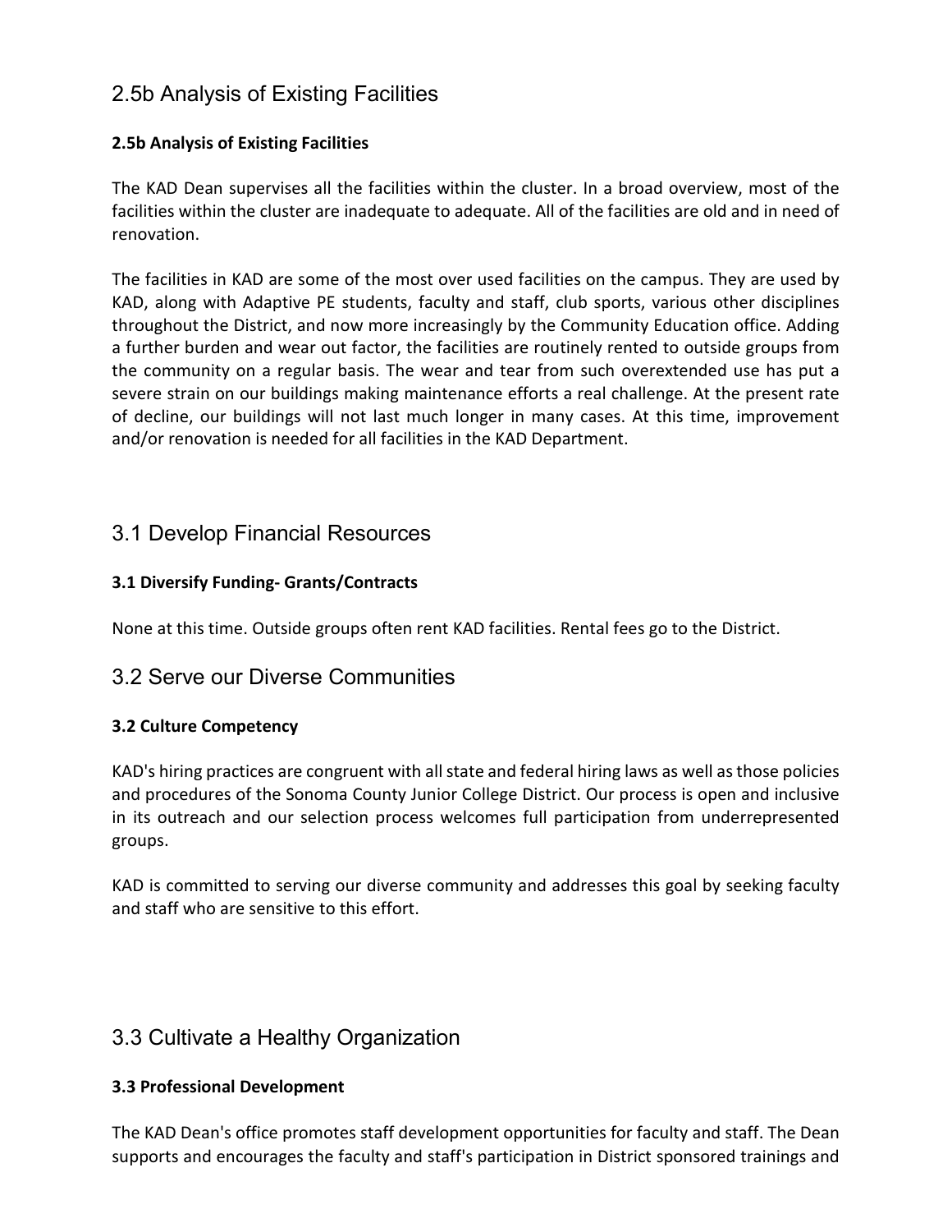## 2.5b Analysis of Existing Facilities

### 2.5b Analysis of Existing Facilities

The KAD Dean supervises all the facilities within the cluster. In a broad overview, most of the facilities within the cluster are inadequate to adequate. All of the facilities are old and in need of renovation.

The facilities in KAD are some of the most over used facilities on the campus. They are used by KAD, along with Adaptive PE students, faculty and staff, club sports, various other disciplines throughout the District, and now more increasingly by the Community Education office. Adding a further burden and wear out factor, the facilities are routinely rented to outside groups from the community on a regular basis. The wear and tear from such overextended use has put a severe strain on our buildings making maintenance efforts a real challenge. At the present rate of decline, our buildings will not last much longer in many cases. At this time, improvement and/or renovation is needed for all facilities in the KAD Department.

## 3.1 Develop Financial Resources

### 3.1 Diversify Funding- Grants/Contracts

None at this time. Outside groups often rent KAD facilities. Rental fees go to the District.

## 3.2 Serve our Diverse Communities

### 3.2 Culture Competency

KAD's hiring practices are congruent with all state and federal hiring laws as well as those policies and procedures of the Sonoma County Junior College District. Our process is open and inclusive in its outreach and our selection process welcomes full participation from underrepresented groups.

KAD is committed to serving our diverse community and addresses this goal by seeking faculty and staff who are sensitive to this effort.

## 3.3 Cultivate a Healthy Organization

### 3.3 Professional Development

The KAD Dean's office promotes staff development opportunities for faculty and staff. The Dean supports and encourages the faculty and staff's participation in District sponsored trainings and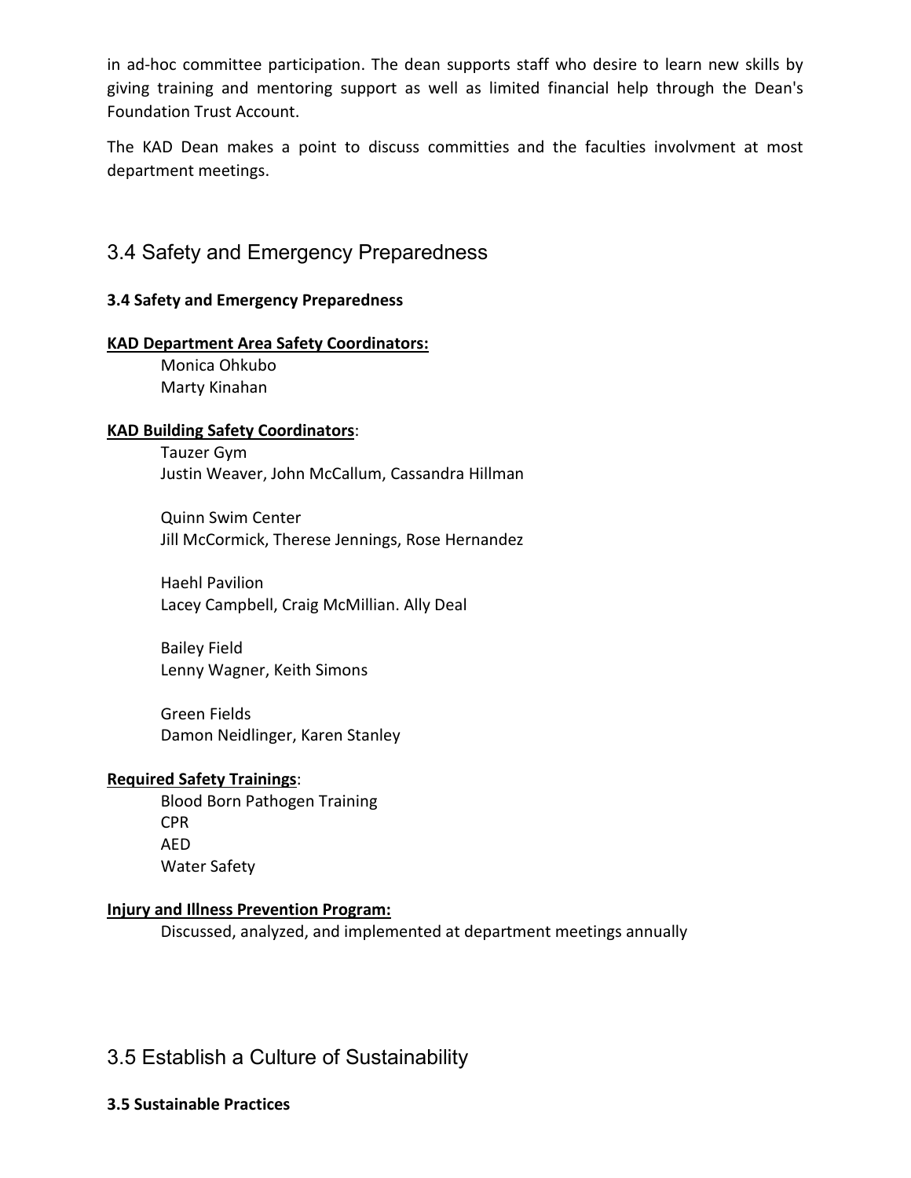in ad-hoc committee participation. The dean supports staff who desire to learn new skills by giving training and mentoring support as well as limited financial help through the Dean's Foundation Trust Account.

The KAD Dean makes a point to discuss committies and the faculties involvment at most department meetings.

## 3.4 Safety and Emergency Preparedness

**3.4 Safety and Emergency Preparedness**

**KAD Department Area Safety Coordinators:**

Monica Ohkubo
Marty Kinahan

**KAD Building Safety Coordinators**:

Tauzer Gym
Justin Weaver, John McCallum, Cassandra Hillman

Quinn Swim Center
Jill McCormick, Therese Jennings, Rose Hernandez

Haehl Pavilion
Lacey Campbell, Craig McMillian. Ally Deal

Bailey Field
Lenny Wagner, Keith Simons

Green Fields
Damon Neidlinger, Karen Stanley

**Required Safety Trainings**:

Blood Born Pathogen Training
CPR
AED
Water Safety

**Injury and Illness Prevention Program:**

Discussed, analyzed, and implemented at department meetings annually

## 3.5 Establish a Culture of Sustainability

**3.5 Sustainable Practices**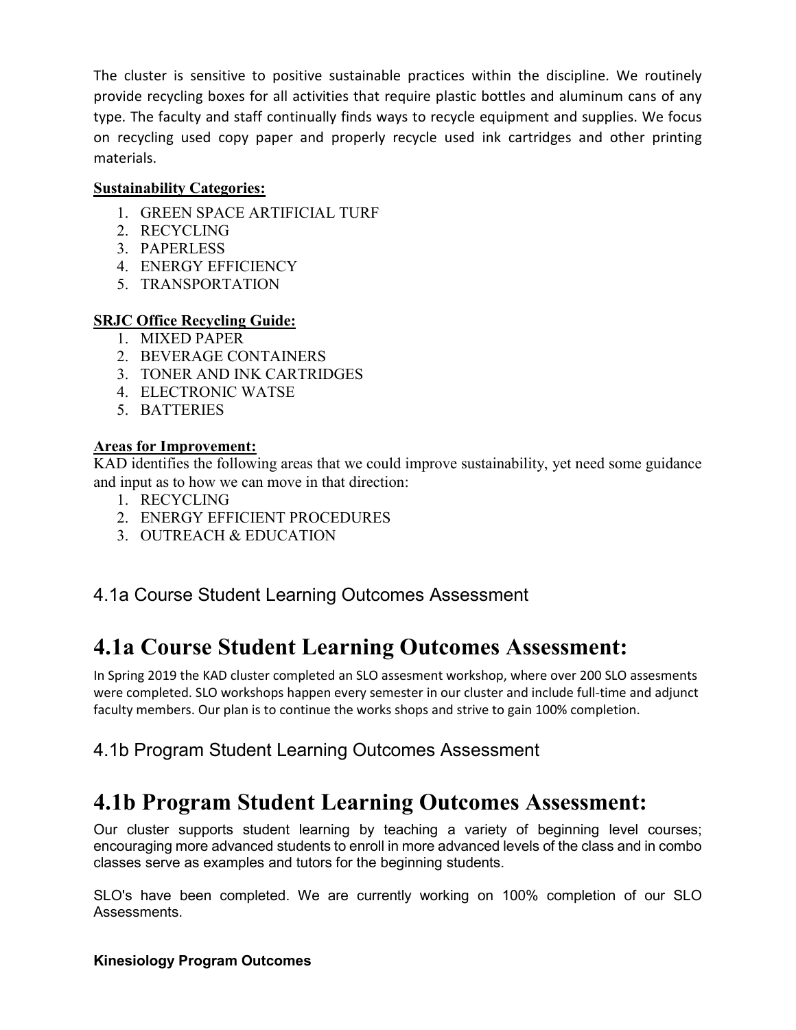The cluster is sensitive to positive sustainable practices within the discipline. We routinely provide recycling boxes for all activities that require plastic bottles and aluminum cans of any type. The faculty and staff continually finds ways to recycle equipment and supplies. We focus on recycling used copy paper and properly recycle used ink cartridges and other printing materials.

**Sustainability Categories:**

1. GREEN SPACE ARTIFICIAL TURF
2. RECYCLING
3. PAPERLESS
4. ENERGY EFFICIENCY
5. TRANSPORTATION

**SRJC Office Recycling Guide:**

1. MIXED PAPER
2. BEVERAGE CONTAINERS
3. TONER AND INK CARTRIDGES
4. ELECTRONIC WATSE
5. BATTERIES

**Areas for Improvement:**

KAD identifies the following areas that we could improve sustainability, yet need some guidance and input as to how we can move in that direction:

1. RECYCLING
2. ENERGY EFFICIENT PROCEDURES
3. OUTREACH & EDUCATION

### 4.1a Course Student Learning Outcomes Assessment

# 4.1a Course Student Learning Outcomes Assessment:

In Spring 2019 the KAD cluster completed an SLO assesment workshop, where over 200 SLO assesments were completed. SLO workshops happen every semester in our cluster and include full-time and adjunct faculty members. Our plan is to continue the works shops and strive to gain 100% completion.

### 4.1b Program Student Learning Outcomes Assessment

# 4.1b Program Student Learning Outcomes Assessment:

Our cluster supports student learning by teaching a variety of beginning level courses; encouraging more advanced students to enroll in more advanced levels of the class and in combo classes serve as examples and tutors for the beginning students.

SLO's have been completed. We are currently working on 100% completion of our SLO Assessments.

**Kinesiology Program Outcomes**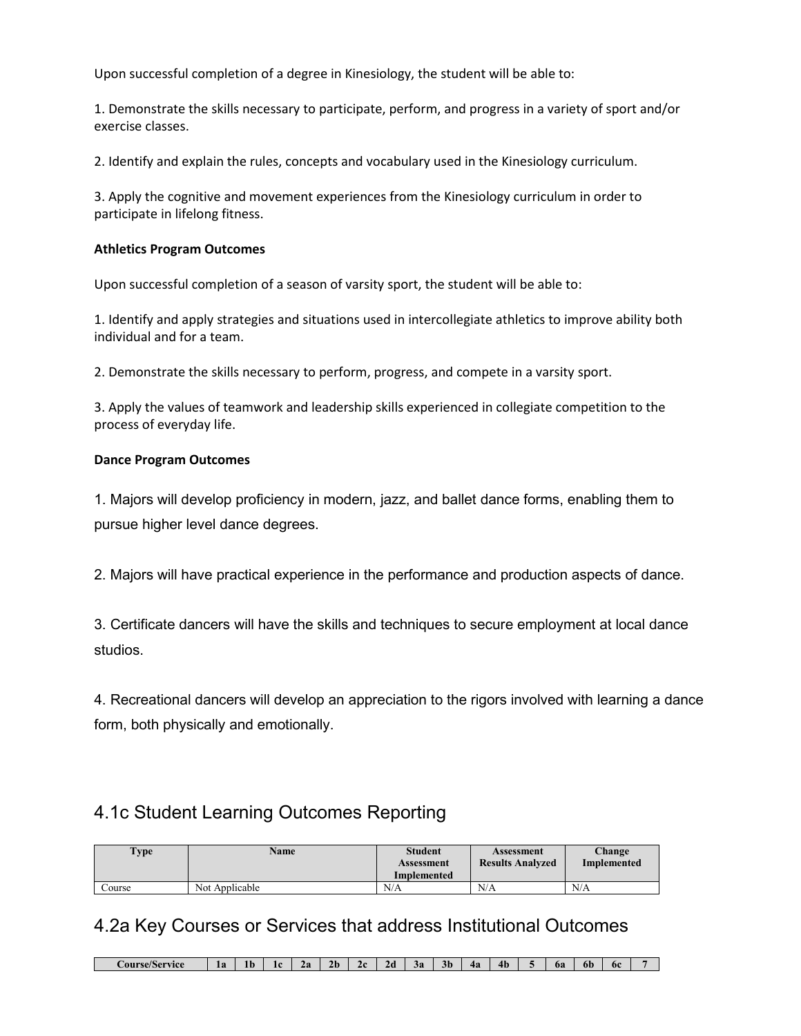Upon successful completion of a degree in Kinesiology, the student will be able to:

1. Demonstrate the skills necessary to participate, perform, and progress in a variety of sport and/or exercise classes.

2. Identify and explain the rules, concepts and vocabulary used in the Kinesiology curriculum.

3. Apply the cognitive and movement experiences from the Kinesiology curriculum in order to participate in lifelong fitness.

**Athletics Program Outcomes**

Upon successful completion of a season of varsity sport, the student will be able to:

1. Identify and apply strategies and situations used in intercollegiate athletics to improve ability both individual and for a team.

2. Demonstrate the skills necessary to perform, progress, and compete in a varsity sport.

3. Apply the values of teamwork and leadership skills experienced in collegiate competition to the process of everyday life.

**Dance Program Outcomes**

1. Majors will develop proficiency in modern, jazz, and ballet dance forms, enabling them to pursue higher level dance degrees.

2. Majors will have practical experience in the performance and production aspects of dance.

3. Certificate dancers will have the skills and techniques to secure employment at local dance studios.

4. Recreational dancers will develop an appreciation to the rigors involved with learning a dance form, both physically and emotionally.

## 4.1c Student Learning Outcomes Reporting

| Type | Name | Student Assessment Implemented | Assessment Results Analyzed | Change Implemented |
|---|---|---|---|---|
| Course | Not Applicable | N/A | N/A | N/A |

## 4.2a Key Courses or Services that address Institutional Outcomes

| Course/Service | 1a | 1b | 1c | 2a | 2b | 2c | 2d | 3a | 3b | 4a | 4b | 5 | 6a | 6b | 6c | 7 |
|---|---|---|---|---|---|---|---|---|---|---|---|---|---|---|---|---|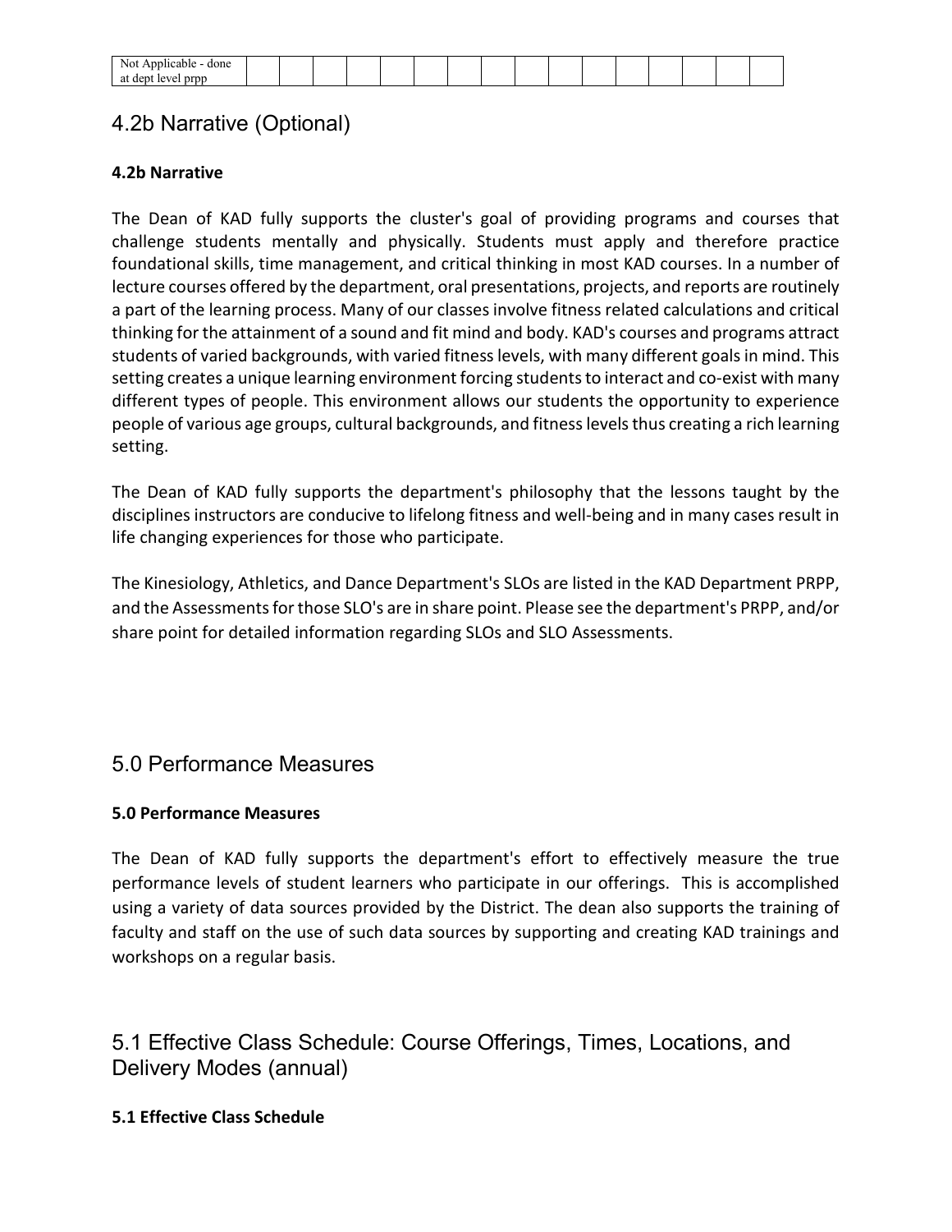| Not Applicable - done at dept level prpp | | | | | | | | | | | | | | | | |
|---|---|---|---|---|---|---|---|---|---|---|---|---|---|---|---|---|

## 4.2b Narrative (Optional)

**4.2b Narrative**

The Dean of KAD fully supports the cluster's goal of providing programs and courses that challenge students mentally and physically. Students must apply and therefore practice foundational skills, time management, and critical thinking in most KAD courses. In a number of lecture courses offered by the department, oral presentations, projects, and reports are routinely a part of the learning process. Many of our classes involve fitness related calculations and critical thinking for the attainment of a sound and fit mind and body. KAD's courses and programs attract students of varied backgrounds, with varied fitness levels, with many different goals in mind. This setting creates a unique learning environment forcing students to interact and co-exist with many different types of people. This environment allows our students the opportunity to experience people of various age groups, cultural backgrounds, and fitness levels thus creating a rich learning setting.

The Dean of KAD fully supports the department's philosophy that the lessons taught by the disciplines instructors are conducive to lifelong fitness and well-being and in many cases result in life changing experiences for those who participate.

The Kinesiology, Athletics, and Dance Department's SLOs are listed in the KAD Department PRPP, and the Assessments for those SLO's are in share point. Please see the department's PRPP, and/or share point for detailed information regarding SLOs and SLO Assessments.

## 5.0 Performance Measures

**5.0 Performance Measures**

The Dean of KAD fully supports the department's effort to effectively measure the true performance levels of student learners who participate in our offerings. This is accomplished using a variety of data sources provided by the District. The dean also supports the training of faculty and staff on the use of such data sources by supporting and creating KAD trainings and workshops on a regular basis.

## 5.1 Effective Class Schedule: Course Offerings, Times, Locations, and Delivery Modes (annual)

**5.1 Effective Class Schedule**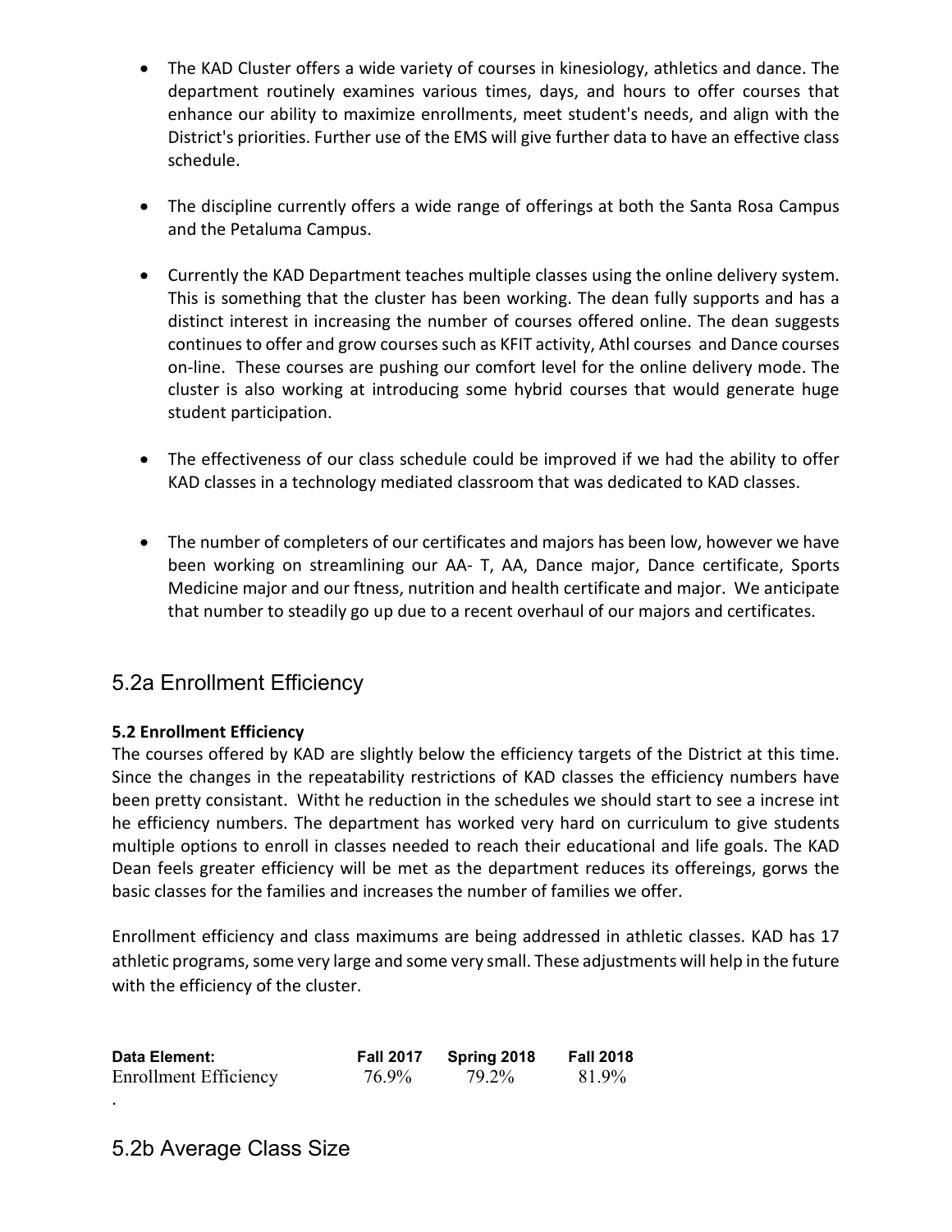- The KAD Cluster offers a wide variety of courses in kinesiology, athletics and dance. The department routinely examines various times, days, and hours to offer courses that enhance our ability to maximize enrollments, meet student's needs, and align with the District's priorities. Further use of the EMS will give further data to have an effective class schedule.

- The discipline currently offers a wide range of offerings at both the Santa Rosa Campus and the Petaluma Campus.

- Currently the KAD Department teaches multiple classes using the online delivery system. This is something that the cluster has been working. The dean fully supports and has a distinct interest in increasing the number of courses offered online. The dean suggests continues to offer and grow courses such as KFIT activity, Athl courses and Dance courses on-line. These courses are pushing our comfort level for the online delivery mode. The cluster is also working at introducing some hybrid courses that would generate huge student participation.

- The effectiveness of our class schedule could be improved if we had the ability to offer KAD classes in a technology mediated classroom that was dedicated to KAD classes.

- The number of completers of our certificates and majors has been low, however we have been working on streamlining our AA- T, AA, Dance major, Dance certificate, Sports Medicine major and our ftness, nutrition and health certificate and major. We anticipate that number to steadily go up due to a recent overhaul of our majors and certificates.

## 5.2a Enrollment Efficiency

**5.2 Enrollment Efficiency**

The courses offered by KAD are slightly below the efficiency targets of the District at this time. Since the changes in the repeatability restrictions of KAD classes the efficiency numbers have been pretty consistant. Witht he reduction in the schedules we should start to see a increse int he efficiency numbers. The department has worked very hard on curriculum to give students multiple options to enroll in classes needed to reach their educational and life goals. The KAD Dean feels greater efficiency will be met as the department reduces its offereings, gorws the basic classes for the families and increases the number of families we offer.

Enrollment efficiency and class maximums are being addressed in athletic classes. KAD has 17 athletic programs, some very large and some very small. These adjustments will help in the future with the efficiency of the cluster.

| Data Element: | Fall 2017 | Spring 2018 | Fall 2018 |
|---|---|---|---|
| Enrollment Efficiency | 76.9% | 79.2% | 81.9% |

.

## 5.2b Average Class Size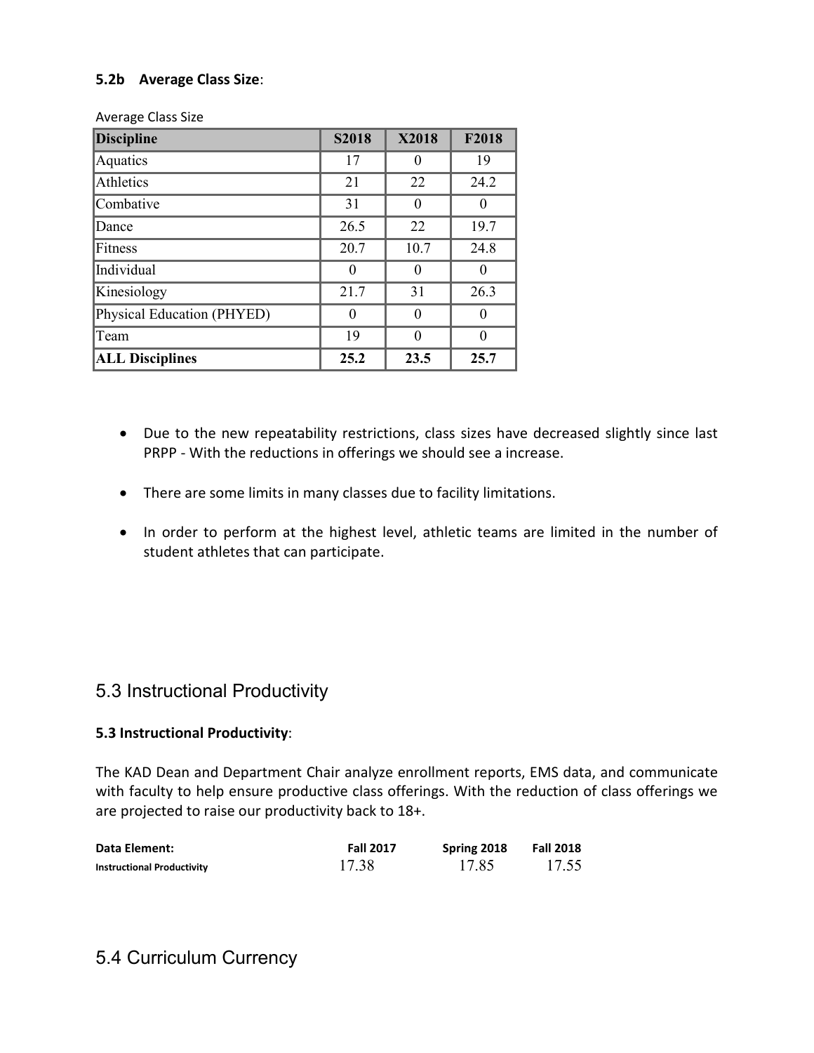#### 5.2b Average Class Size:

Average Class Size

| Discipline | S2018 | X2018 | F2018 |
|---|---|---|---|
| Aquatics | 17 | 0 | 19 |
| Athletics | 21 | 22 | 24.2 |
| Combative | 31 | 0 | 0 |
| Dance | 26.5 | 22 | 19.7 |
| Fitness | 20.7 | 10.7 | 24.8 |
| Individual | 0 | 0 | 0 |
| Kinesiology | 21.7 | 31 | 26.3 |
| Physical Education (PHYED) | 0 | 0 | 0 |
| Team | 19 | 0 | 0 |
| **ALL Disciplines** | **25.2** | **23.5** | **25.7** |

- Due to the new repeatability restrictions, class sizes have decreased slightly since last PRPP - With the reductions in offerings we should see a increase.
- There are some limits in many classes due to facility limitations.
- In order to perform at the highest level, athletic teams are limited in the number of student athletes that can participate.

## 5.3 Instructional Productivity

#### 5.3 Instructional Productivity:

The KAD Dean and Department Chair analyze enrollment reports, EMS data, and communicate with faculty to help ensure productive class offerings. With the reduction of class offerings we are projected to raise our productivity back to 18+.

| Data Element: | Fall 2017 | Spring 2018 | Fall 2018 |
|---|---|---|---|
| Instructional Productivity | 17.38 | 17.85 | 17.55 |

## 5.4 Curriculum Currency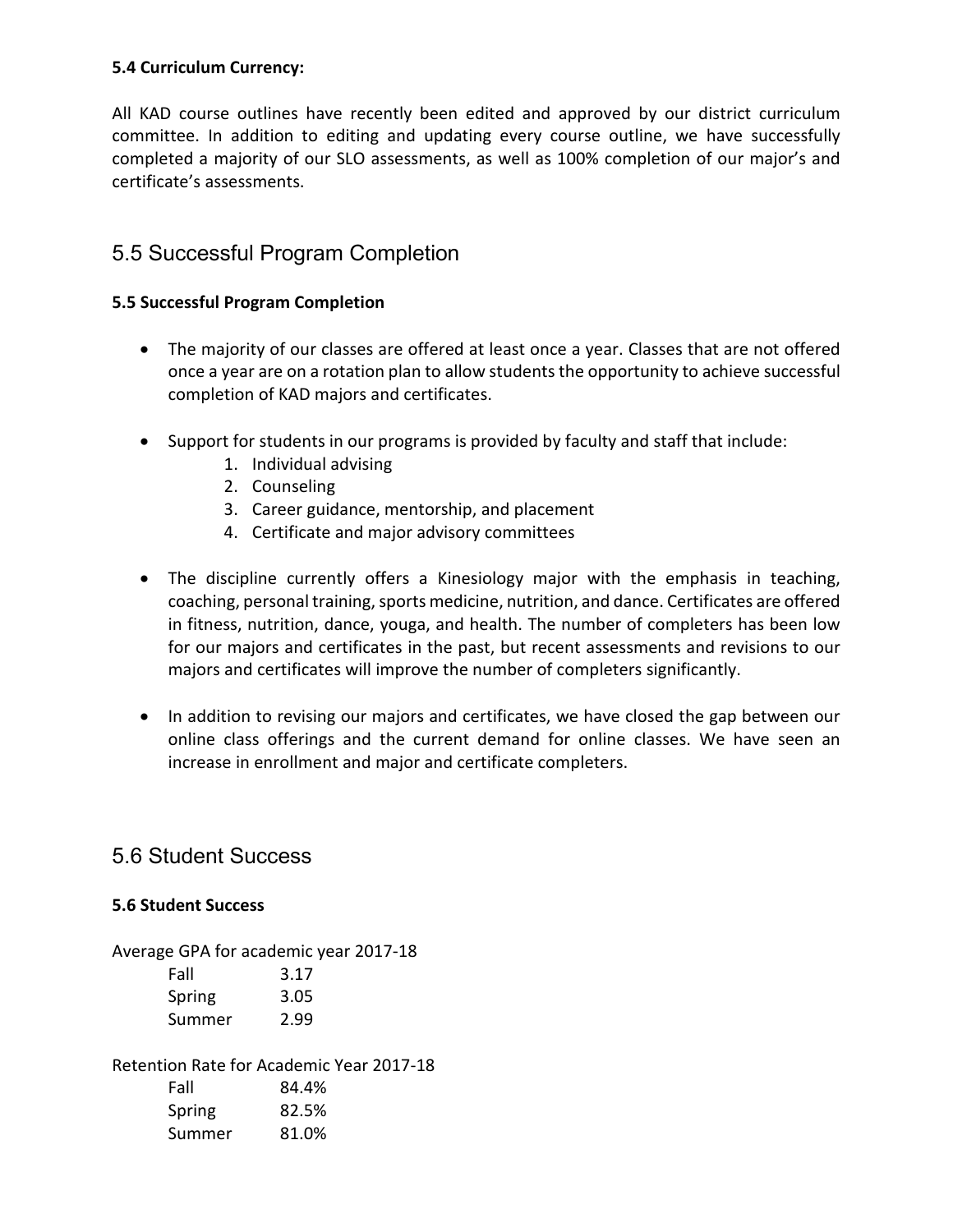**5.4 Curriculum Currency:**

All KAD course outlines have recently been edited and approved by our district curriculum committee. In addition to editing and updating every course outline, we have successfully completed a majority of our SLO assessments, as well as 100% completion of our major's and certificate's assessments.

## 5.5 Successful Program Completion

**5.5 Successful Program Completion**

- The majority of our classes are offered at least once a year. Classes that are not offered once a year are on a rotation plan to allow students the opportunity to achieve successful completion of KAD majors and certificates.

- Support for students in our programs is provided by faculty and staff that include:
    1. Individual advising
    2. Counseling
    3. Career guidance, mentorship, and placement
    4. Certificate and major advisory committees

- The discipline currently offers a Kinesiology major with the emphasis in teaching, coaching, personal training, sports medicine, nutrition, and dance. Certificates are offered in fitness, nutrition, dance, youga, and health. The number of completers has been low for our majors and certificates in the past, but recent assessments and revisions to our majors and certificates will improve the number of completers significantly.

- In addition to revising our majors and certificates, we have closed the gap between our online class offerings and the current demand for online classes. We have seen an increase in enrollment and major and certificate completers.

## 5.6 Student Success

**5.6 Student Success**

Average GPA for academic year 2017-18

| | |
|---|---|
| Fall | 3.17 |
| Spring | 3.05 |
| Summer | 2.99 |

Retention Rate for Academic Year 2017-18

| | |
|---|---|
| Fall | 84.4% |
| Spring | 82.5% |
| Summer | 81.0% |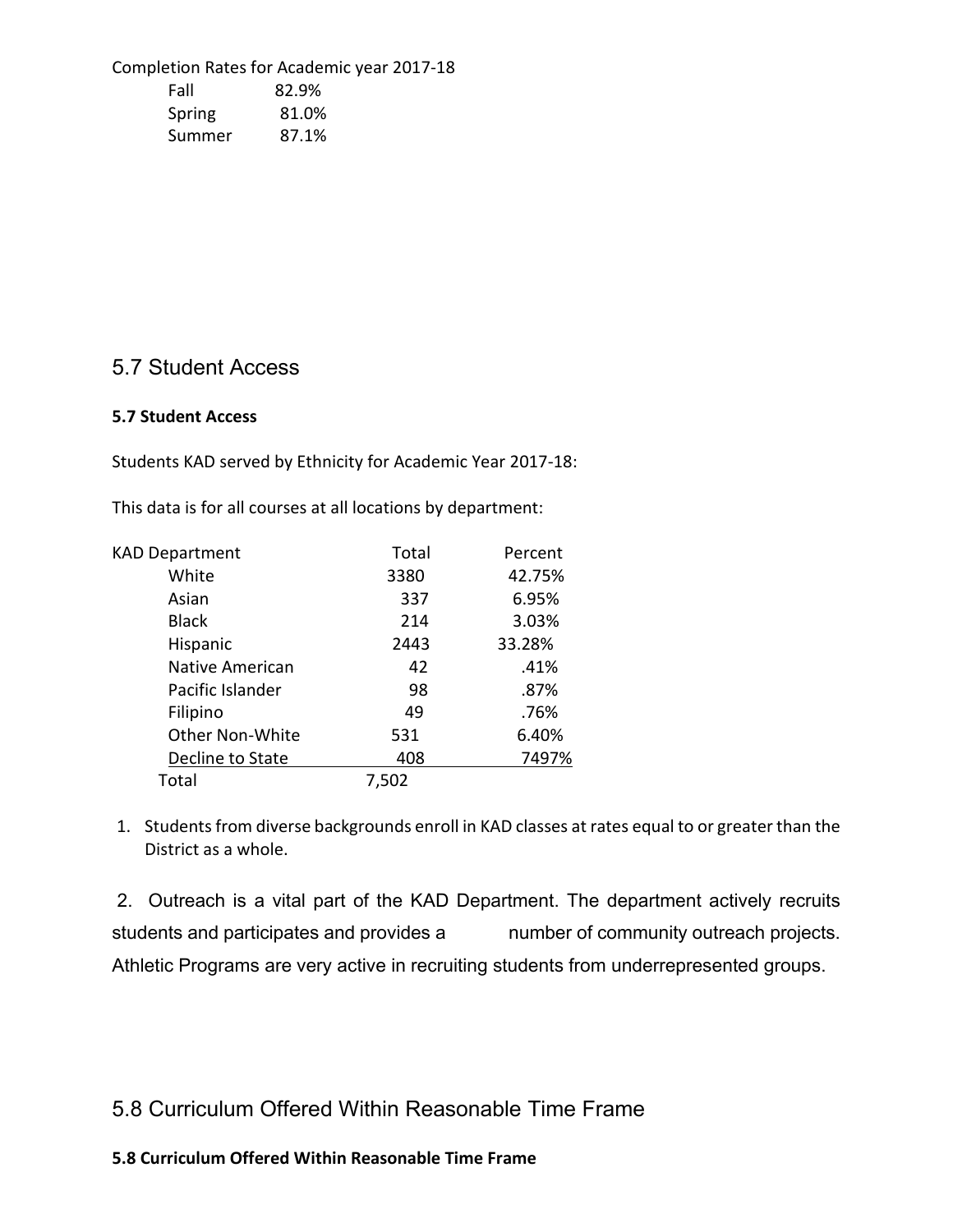Completion Rates for Academic year 2017-18

| | |
|---|---|
| Fall | 82.9% |
| Spring | 81.0% |
| Summer | 87.1% |

## 5.7 Student Access

**5.7 Student Access**

Students KAD served by Ethnicity for Academic Year 2017-18:

This data is for all courses at all locations by department:

| KAD Department | Total | Percent |
|---|---|---|
| White | 3380 | 42.75% |
| Asian | 337 | 6.95% |
| Black | 214 | 3.03% |
| Hispanic | 2443 | 33.28% |
| Native American | 42 | .41% |
| Pacific Islander | 98 | .87% |
| Filipino | 49 | .76% |
| Other Non-White | 531 | 6.40% |
| Decline to State | 408 | 7497% |
| Total | 7,502 | |

1. Students from diverse backgrounds enroll in KAD classes at rates equal to or greater than the District as a whole.

2. Outreach is a vital part of the KAD Department. The department actively recruits students and participates and provides a number of community outreach projects. Athletic Programs are very active in recruiting students from underrepresented groups.

## 5.8 Curriculum Offered Within Reasonable Time Frame

**5.8 Curriculum Offered Within Reasonable Time Frame**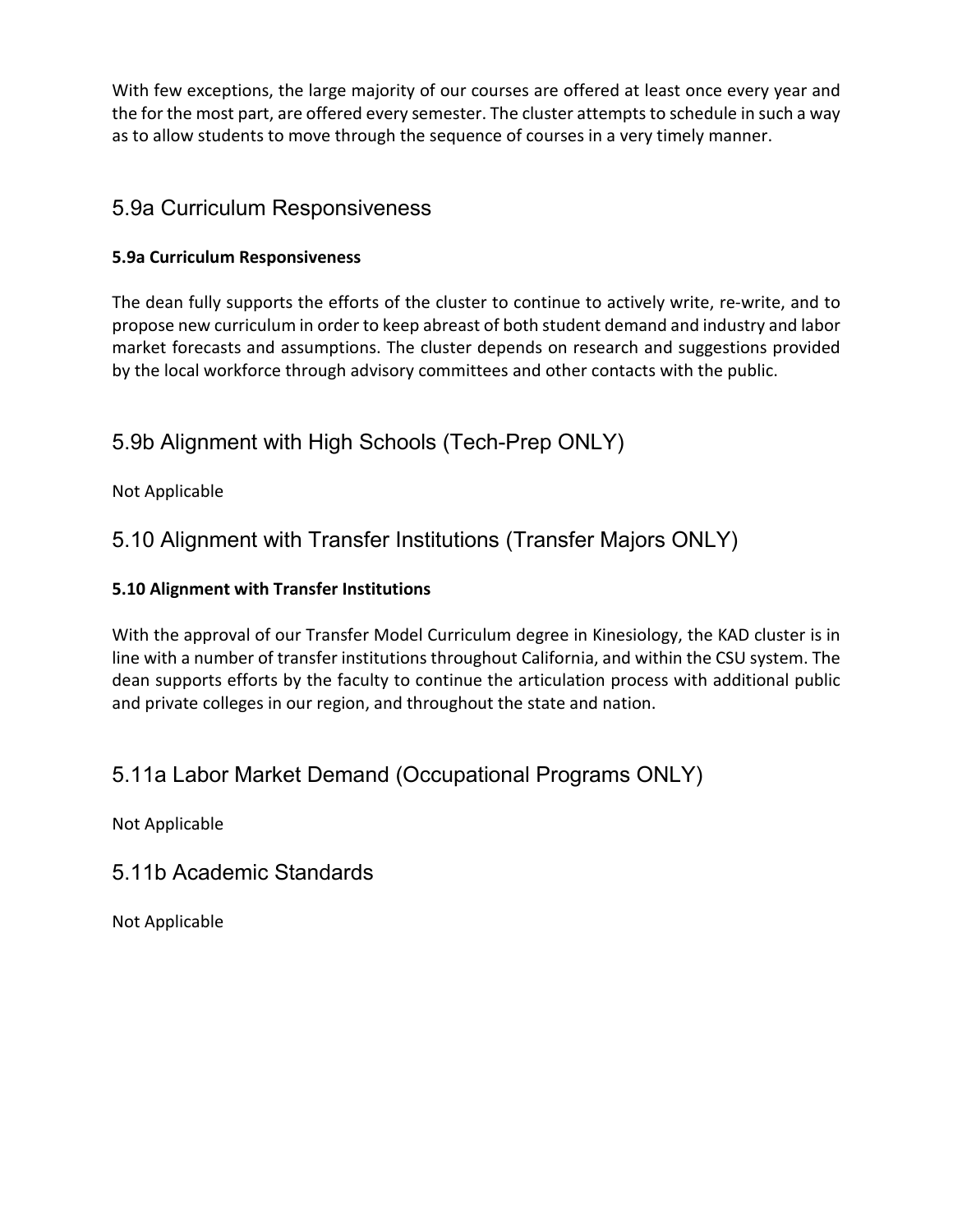With few exceptions, the large majority of our courses are offered at least once every year and the for the most part, are offered every semester. The cluster attempts to schedule in such a way as to allow students to move through the sequence of courses in a very timely manner.

## 5.9a Curriculum Responsiveness

**5.9a Curriculum Responsiveness**

The dean fully supports the efforts of the cluster to continue to actively write, re-write, and to propose new curriculum in order to keep abreast of both student demand and industry and labor market forecasts and assumptions. The cluster depends on research and suggestions provided by the local workforce through advisory committees and other contacts with the public.

## 5.9b Alignment with High Schools (Tech-Prep ONLY)

Not Applicable

## 5.10 Alignment with Transfer Institutions (Transfer Majors ONLY)

**5.10 Alignment with Transfer Institutions**

With the approval of our Transfer Model Curriculum degree in Kinesiology, the KAD cluster is in line with a number of transfer institutions throughout California, and within the CSU system. The dean supports efforts by the faculty to continue the articulation process with additional public and private colleges in our region, and throughout the state and nation.

## 5.11a Labor Market Demand (Occupational Programs ONLY)

Not Applicable

## 5.11b Academic Standards

Not Applicable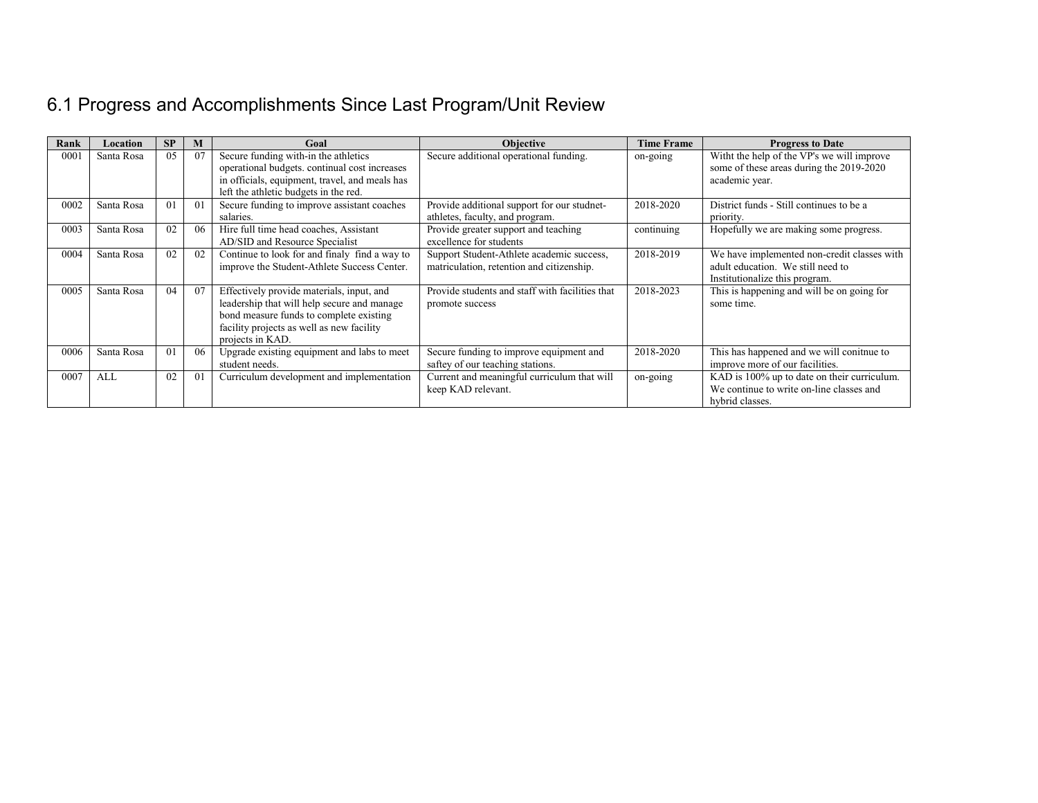# 6.1 Progress and Accomplishments Since Last Program/Unit Review

| Rank | Location | SP | M | Goal | Objective | Time Frame | Progress to Date |
|---|---|---|---|---|---|---|---|
| 0001 | Santa Rosa | 05 | 07 | Secure funding with-in the athletics operational budgets. continual cost increases in officials, equipment, travel, and meals has left the athletic budgets in the red. | Secure additional operational funding. | on-going | Witht the help of the VP's we will improve some of these areas during the 2019-2020 academic year. |
| 0002 | Santa Rosa | 01 | 01 | Secure funding to improve assistant coaches salaries. | Provide additional support for our studnet-athletes, faculty, and program. | 2018-2020 | District funds - Still continues to be a priority. |
| 0003 | Santa Rosa | 02 | 06 | Hire full time head coaches, Assistant AD/SID and Resource Specialist | Provide greater support and teaching excellence for students | continuing | Hopefully we are making some progress. |
| 0004 | Santa Rosa | 02 | 02 | Continue to look for and finaly find a way to improve the Student-Athlete Success Center. | Support Student-Athlete academic success, matriculation, retention and citizenship. | 2018-2019 | We have implemented non-credit classes with adult education. We still need to Institutionalize this program. |
| 0005 | Santa Rosa | 04 | 07 | Effectively provide materials, input, and leadership that will help secure and manage bond measure funds to complete existing facility projects as well as new facility projects in KAD. | Provide students and staff with facilities that promote success | 2018-2023 | This is happening and will be on going for some time. |
| 0006 | Santa Rosa | 01 | 06 | Upgrade existing equipment and labs to meet student needs. | Secure funding to improve equipment and saftey of our teaching stations. | 2018-2020 | This has happened and we will conitnue to improve more of our facilities. |
| 0007 | ALL | 02 | 01 | Curriculum development and implementation | Current and meaningful curriculum that will keep KAD relevant. | on-going | KAD is 100% up to date on their curriculum. We continue to write on-line classes and hybrid classes. |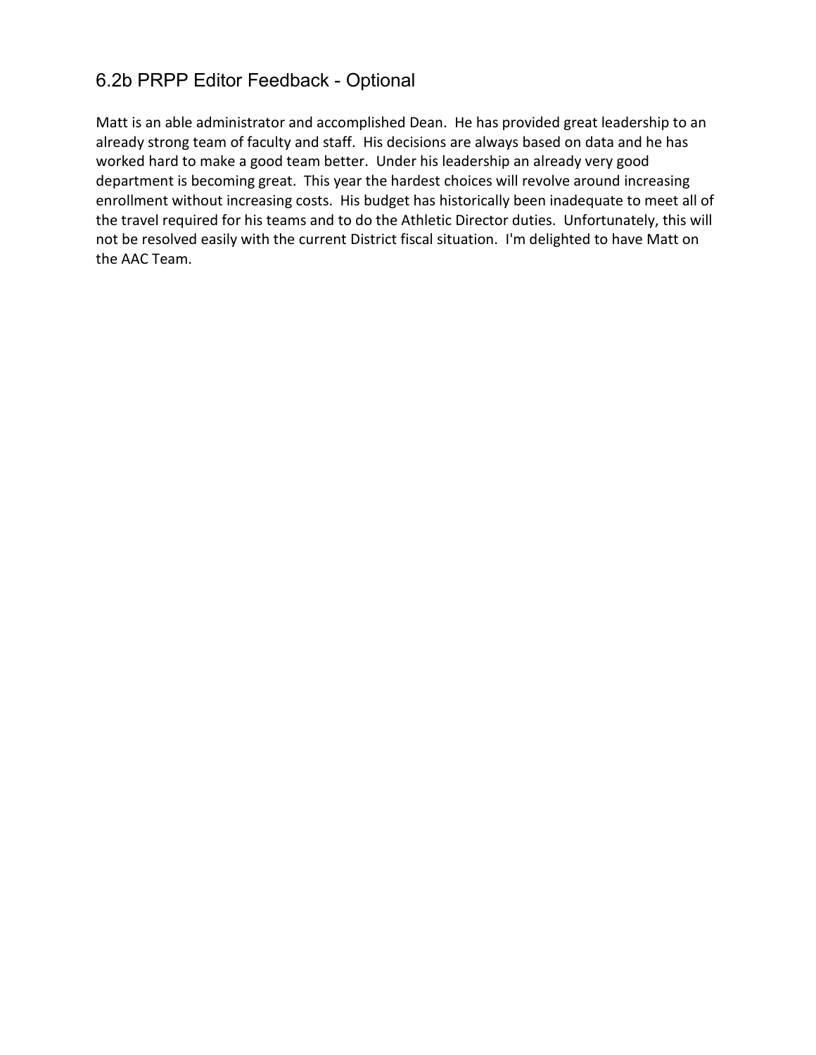## 6.2b PRPP Editor Feedback - Optional

Matt is an able administrator and accomplished Dean. He has provided great leadership to an already strong team of faculty and staff. His decisions are always based on data and he has worked hard to make a good team better. Under his leadership an already very good department is becoming great. This year the hardest choices will revolve around increasing enrollment without increasing costs. His budget has historically been inadequate to meet all of the travel required for his teams and to do the Athletic Director duties. Unfortunately, this will not be resolved easily with the current District fiscal situation. I'm delighted to have Matt on the AAC Team.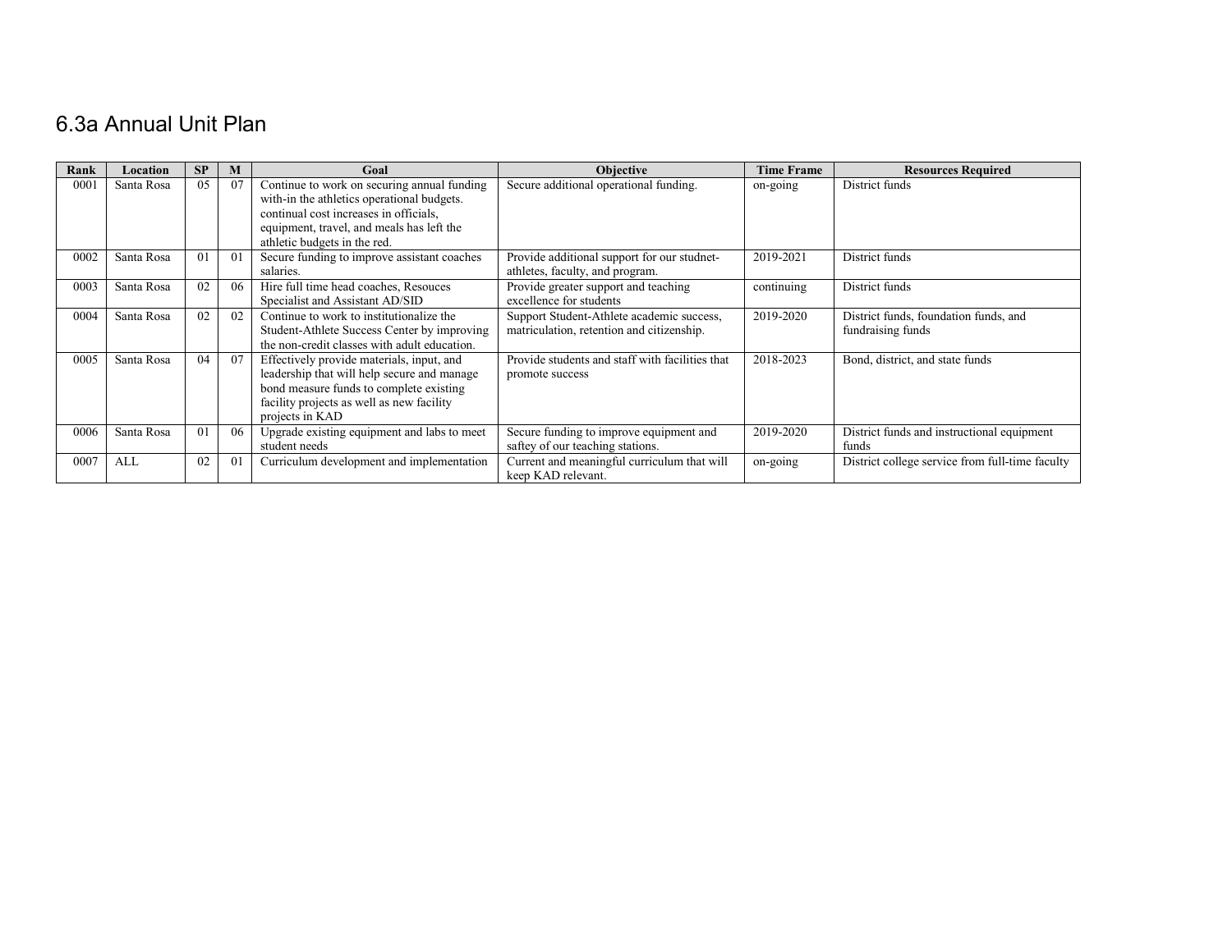# 6.3a Annual Unit Plan

| Rank | Location | SP | M | Goal | Objective | Time Frame | Resources Required |
|---|---|---|---|---|---|---|---|
| 0001 | Santa Rosa | 05 | 07 | Continue to work on securing annual funding with-in the athletics operational budgets. continual cost increases in officials, equipment, travel, and meals has left the athletic budgets in the red. | Secure additional operational funding. | on-going | District funds |
| 0002 | Santa Rosa | 01 | 01 | Secure funding to improve assistant coaches salaries. | Provide additional support for our studnet-athletes, faculty, and program. | 2019-2021 | District funds |
| 0003 | Santa Rosa | 02 | 06 | Hire full time head coaches, Resouces Specialist and Assistant AD/SID | Provide greater support and teaching excellence for students | continuing | District funds |
| 0004 | Santa Rosa | 02 | 02 | Continue to work to institutionalize the Student-Athlete Success Center by improving the non-credit classes with adult education. | Support Student-Athlete academic success, matriculation, retention and citizenship. | 2019-2020 | District funds, foundation funds, and fundraising funds |
| 0005 | Santa Rosa | 04 | 07 | Effectively provide materials, input, and leadership that will help secure and manage bond measure funds to complete existing facility projects as well as new facility projects in KAD | Provide students and staff with facilities that promote success | 2018-2023 | Bond, district, and state funds |
| 0006 | Santa Rosa | 01 | 06 | Upgrade existing equipment and labs to meet student needs | Secure funding to improve equipment and saftey of our teaching stations. | 2019-2020 | District funds and instructional equipment funds |
| 0007 | ALL | 02 | 01 | Curriculum development and implementation | Current and meaningful curriculum that will keep KAD relevant. | on-going | District college service from full-time faculty |